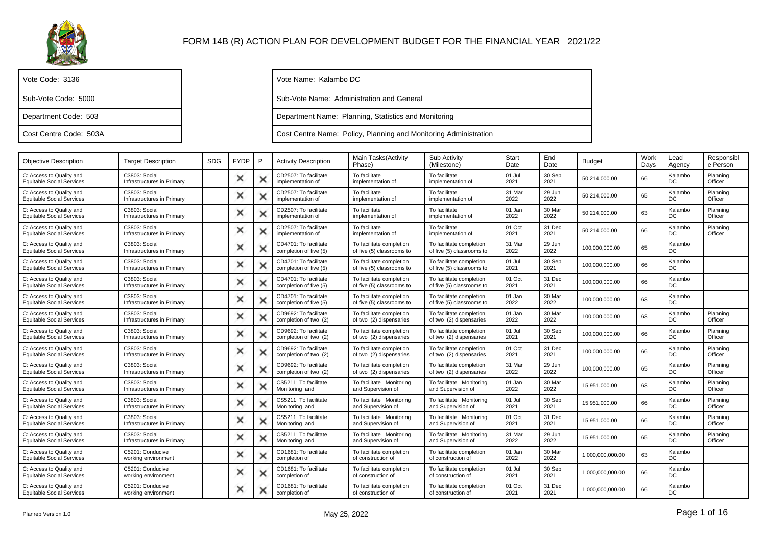# FORM 14B (R) ACTION PLAN FOR DEVELOPMENT BUDGET FOR THE FINANCIAL YEAR 2021/22

| | |
|---|---|
| Vote Code: 3136 | Vote Name: Kalambo DC |
| Sub-Vote Code: 5000 | Sub-Vote Name: Administration and General |
| Department Code: 503 | Department Name: Planning, Statistics and Monitoring |
| Cost Centre Code: 503A | Cost Centre Name: Policy, Planning and Monitoring Administration |

| Objective Description | Target Description | SDG | FYDP | P | Activity Description | Main Tasks(Activity Phase) | Sub Activity (Milestone) | Start Date | End Date | Budget | Work Days | Lead Agency | Responsible Person |
|---|---|---|---|---|---|---|---|---|---|---|---|---|---|
| C: Access to Quality and Equitable Social Services | C3803: Social Infrastructures in Primary | | ✕ | ✕ | CD2507: To facilitate implementation of | To facilitate implementation of | To facilitate implementation of | 01 Jul 2021 | 30 Sep 2021 | 50,214,000.00 | 66 | Kalambo DC | Planning Officer |
| C: Access to Quality and Equitable Social Services | C3803: Social Infrastructures in Primary | | ✕ | ✕ | CD2507: To facilitate implementation of | To facilitate implementation of | To facilitate implementation of | 31 Mar 2022 | 29 Jun 2022 | 50,214,000.00 | 65 | Kalambo DC | Planning Officer |
| C: Access to Quality and Equitable Social Services | C3803: Social Infrastructures in Primary | | ✕ | ✕ | CD2507: To facilitate implementation of | To facilitate implementation of | To facilitate implementation of | 01 Jan 2022 | 30 Mar 2022 | 50,214,000.00 | 63 | Kalambo DC | Planning Officer |
| C: Access to Quality and Equitable Social Services | C3803: Social Infrastructures in Primary | | ✕ | ✕ | CD2507: To facilitate implementation of | To facilitate implementation of | To facilitate implementation of | 01 Oct 2021 | 31 Dec 2021 | 50,214,000.00 | 66 | Kalambo DC | Planning Officer |
| C: Access to Quality and Equitable Social Services | C3803: Social Infrastructures in Primary | | ✕ | ✕ | CD4701: To facilitate completion of five (5) | To facilitate completion of five (5) classrooms to | To facilitate completion of five (5) classrooms to | 31 Mar 2022 | 29 Jun 2022 | 100,000,000.00 | 65 | Kalambo DC | |
| C: Access to Quality and Equitable Social Services | C3803: Social Infrastructures in Primary | | ✕ | ✕ | CD4701: To facilitate completion of five (5) | To facilitate completion of five (5) classrooms to | To facilitate completion of five (5) classrooms to | 01 Jul 2021 | 30 Sep 2021 | 100,000,000.00 | 66 | Kalambo DC | |
| C: Access to Quality and Equitable Social Services | C3803: Social Infrastructures in Primary | | ✕ | ✕ | CD4701: To facilitate completion of five (5) | To facilitate completion of five (5) classrooms to | To facilitate completion of five (5) classrooms to | 01 Oct 2021 | 31 Dec 2021 | 100,000,000.00 | 66 | Kalambo DC | |
| C: Access to Quality and Equitable Social Services | C3803: Social Infrastructures in Primary | | ✕ | ✕ | CD4701: To facilitate completion of five (5) | To facilitate completion of five (5) classrooms to | To facilitate completion of five (5) classrooms to | 01 Jan 2022 | 30 Mar 2022 | 100,000,000.00 | 63 | Kalambo DC | |
| C: Access to Quality and Equitable Social Services | C3803: Social Infrastructures in Primary | | ✕ | ✕ | CD9692: To facilitate completion of two (2) | To facilitate completion of two (2) dispensaries | To facilitate completion of two (2) dispensaries | 01 Jan 2022 | 30 Mar 2022 | 100,000,000.00 | 63 | Kalambo DC | Planning Officer |
| C: Access to Quality and Equitable Social Services | C3803: Social Infrastructures in Primary | | ✕ | ✕ | CD9692: To facilitate completion of two (2) | To facilitate completion of two (2) dispensaries | To facilitate completion of two (2) dispensaries | 01 Jul 2021 | 30 Sep 2021 | 100,000,000.00 | 66 | Kalambo DC | Planning Officer |
| C: Access to Quality and Equitable Social Services | C3803: Social Infrastructures in Primary | | ✕ | ✕ | CD9692: To facilitate completion of two (2) | To facilitate completion of two (2) dispensaries | To facilitate completion of two (2) dispensaries | 01 Oct 2021 | 31 Dec 2021 | 100,000,000.00 | 66 | Kalambo DC | Planning Officer |
| C: Access to Quality and Equitable Social Services | C3803: Social Infrastructures in Primary | | ✕ | ✕ | CD9692: To facilitate completion of two (2) | To facilitate completion of two (2) dispensaries | To facilitate completion of two (2) dispensaries | 31 Mar 2022 | 29 Jun 2022 | 100,000,000.00 | 65 | Kalambo DC | Planning Officer |
| C: Access to Quality and Equitable Social Services | C3803: Social Infrastructures in Primary | | ✕ | ✕ | CS5211: To facilitate Monitoring and | To facilitate Monitoring and Supervision of | To facilitate Monitoring and Supervision of | 01 Jan 2022 | 30 Mar 2022 | 15,951,000.00 | 63 | Kalambo DC | Planning Officer |
| C: Access to Quality and Equitable Social Services | C3803: Social Infrastructures in Primary | | ✕ | ✕ | CS5211: To facilitate Monitoring and | To facilitate Monitoring and Supervision of | To facilitate Monitoring and Supervision of | 01 Jul 2021 | 30 Sep 2021 | 15,951,000.00 | 66 | Kalambo DC | Planning Officer |
| C: Access to Quality and Equitable Social Services | C3803: Social Infrastructures in Primary | | ✕ | ✕ | CS5211: To facilitate Monitoring and | To facilitate Monitoring and Supervision of | To facilitate Monitoring and Supervision of | 01 Oct 2021 | 31 Dec 2021 | 15,951,000.00 | 66 | Kalambo DC | Planning Officer |
| C: Access to Quality and Equitable Social Services | C3803: Social Infrastructures in Primary | | ✕ | ✕ | CS5211: To facilitate Monitoring and | To facilitate Monitoring and Supervision of | To facilitate Monitoring and Supervision of | 31 Mar 2022 | 29 Jun 2022 | 15,951,000.00 | 65 | Kalambo DC | Planning Officer |
| C: Access to Quality and Equitable Social Services | C5201: Conducive working environment | | ✕ | ✕ | CD1681: To facilitate completion of | To facilitate completion of construction of | To facilitate completion of construction of | 01 Jan 2022 | 30 Mar 2022 | 1,000,000,000.00 | 63 | Kalambo DC | |
| C: Access to Quality and Equitable Social Services | C5201: Conducive working environment | | ✕ | ✕ | CD1681: To facilitate completion of | To facilitate completion of construction of | To facilitate completion of construction of | 01 Jul 2021 | 30 Sep 2021 | 1,000,000,000.00 | 66 | Kalambo DC | |
| C: Access to Quality and Equitable Social Services | C5201: Conducive working environment | | ✕ | ✕ | CD1681: To facilitate completion of | To facilitate completion of construction of | To facilitate completion of construction of | 01 Oct 2021 | 31 Dec 2021 | 1,000,000,000.00 | 66 | Kalambo DC | |

Planrep Version 1.0 May 25, 2022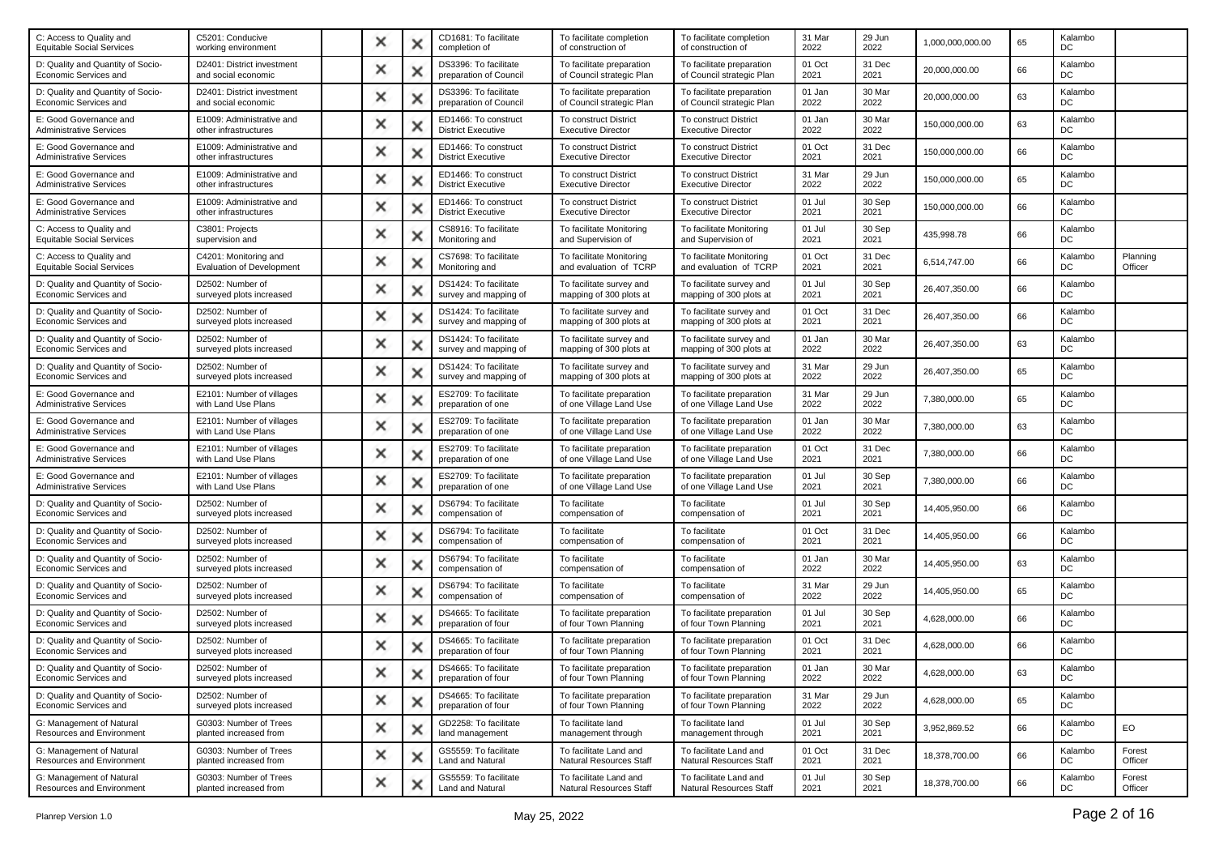| | | | | | | | | | | | | | |
|---|---|---|---|---|---|---|---|---|---|---|---|---|---|
| C: Access to Quality and Equitable Social Services | C5201: Conducive working environment | | × | × | CD1681: To facilitate completion of | To facilitate completion of construction of | To facilitate completion of construction of | 31 Mar 2022 | 29 Jun 2022 | 1,000,000,000.00 | 65 | Kalambo DC | |
| D: Quality and Quantity of Socio-Economic Services and | D2401: District investment and social economic | | × | × | DS3396: To facilitate preparation of Council | To facilitate preparation of Council strategic Plan | To facilitate preparation of Council strategic Plan | 01 Oct 2021 | 31 Dec 2021 | 20,000,000.00 | 66 | Kalambo DC | |
| D: Quality and Quantity of Socio-Economic Services and | D2401: District investment and social economic | | × | × | DS3396: To facilitate preparation of Council | To facilitate preparation of Council strategic Plan | To facilitate preparation of Council strategic Plan | 01 Jan 2022 | 30 Mar 2022 | 20,000,000.00 | 63 | Kalambo DC | |
| E: Good Governance and Administrative Services | E1009: Administrative and other infrastructures | | × | × | ED1466: To construct District Executive | To construct District Executive Director | To construct District Executive Director | 01 Jan 2022 | 30 Mar 2022 | 150,000,000.00 | 63 | Kalambo DC | |
| E: Good Governance and Administrative Services | E1009: Administrative and other infrastructures | | × | × | ED1466: To construct District Executive | To construct District Executive Director | To construct District Executive Director | 01 Oct 2021 | 31 Dec 2021 | 150,000,000.00 | 66 | Kalambo DC | |
| E: Good Governance and Administrative Services | E1009: Administrative and other infrastructures | | × | × | ED1466: To construct District Executive | To construct District Executive Director | To construct District Executive Director | 31 Mar 2022 | 29 Jun 2022 | 150,000,000.00 | 65 | Kalambo DC | |
| E: Good Governance and Administrative Services | E1009: Administrative and other infrastructures | | × | × | ED1466: To construct District Executive | To construct District Executive Director | To construct District Executive Director | 01 Jul 2021 | 30 Sep 2021 | 150,000,000.00 | 66 | Kalambo DC | |
| C: Access to Quality and Equitable Social Services | C3801: Projects supervision and | | × | × | CS8916: To facilitate Monitoring and | To facilitate Monitoring and Supervision of | To facilitate Monitoring and Supervision of | 01 Jul 2021 | 30 Sep 2021 | 435,998.78 | 66 | Kalambo DC | |
| C: Access to Quality and Equitable Social Services | C4201: Monitoring and Evaluation of Development | | × | × | CS7698: To facilitate Monitoring and | To facilitate Monitoring and evaluation of TCRP | To facilitate Monitoring and evaluation of TCRP | 01 Oct 2021 | 31 Dec 2021 | 6,514,747.00 | 66 | Kalambo DC | Planning Officer |
| D: Quality and Quantity of Socio-Economic Services and | D2502: Number of surveyed plots increased | | × | × | DS1424: To facilitate survey and mapping of | To facilitate survey and mapping of 300 plots at | To facilitate survey and mapping of 300 plots at | 01 Jul 2021 | 30 Sep 2021 | 26,407,350.00 | 66 | Kalambo DC | |
| D: Quality and Quantity of Socio-Economic Services and | D2502: Number of surveyed plots increased | | × | × | DS1424: To facilitate survey and mapping of | To facilitate survey and mapping of 300 plots at | To facilitate survey and mapping of 300 plots at | 01 Oct 2021 | 31 Dec 2021 | 26,407,350.00 | 66 | Kalambo DC | |
| D: Quality and Quantity of Socio-Economic Services and | D2502: Number of surveyed plots increased | | × | × | DS1424: To facilitate survey and mapping of | To facilitate survey and mapping of 300 plots at | To facilitate survey and mapping of 300 plots at | 01 Jan 2022 | 30 Mar 2022 | 26,407,350.00 | 63 | Kalambo DC | |
| D: Quality and Quantity of Socio-Economic Services and | D2502: Number of surveyed plots increased | | × | × | DS1424: To facilitate survey and mapping of | To facilitate survey and mapping of 300 plots at | To facilitate survey and mapping of 300 plots at | 31 Mar 2022 | 29 Jun 2022 | 26,407,350.00 | 65 | Kalambo DC | |
| E: Good Governance and Administrative Services | E2101: Number of villages with Land Use Plans | | × | × | ES2709: To facilitate preparation of one | To facilitate preparation of one Village Land Use | To facilitate preparation of one Village Land Use | 31 Mar 2022 | 29 Jun 2022 | 7,380,000.00 | 65 | Kalambo DC | |
| E: Good Governance and Administrative Services | E2101: Number of villages with Land Use Plans | | × | × | ES2709: To facilitate preparation of one | To facilitate preparation of one Village Land Use | To facilitate preparation of one Village Land Use | 01 Jan 2022 | 30 Mar 2022 | 7,380,000.00 | 63 | Kalambo DC | |
| E: Good Governance and Administrative Services | E2101: Number of villages with Land Use Plans | | × | × | ES2709: To facilitate preparation of one | To facilitate preparation of one Village Land Use | To facilitate preparation of one Village Land Use | 01 Oct 2021 | 31 Dec 2021 | 7,380,000.00 | 66 | Kalambo DC | |
| E: Good Governance and Administrative Services | E2101: Number of villages with Land Use Plans | | × | × | ES2709: To facilitate preparation of one | To facilitate preparation of one Village Land Use | To facilitate preparation of one Village Land Use | 01 Jul 2021 | 30 Sep 2021 | 7,380,000.00 | 66 | Kalambo DC | |
| D: Quality and Quantity of Socio-Economic Services and | D2502: Number of surveyed plots increased | | × | × | DS6794: To facilitate compensation of | To facilitate compensation of | To facilitate compensation of | 01 Jul 2021 | 30 Sep 2021 | 14,405,950.00 | 66 | Kalambo DC | |
| D: Quality and Quantity of Socio-Economic Services and | D2502: Number of surveyed plots increased | | × | × | DS6794: To facilitate compensation of | To facilitate compensation of | To facilitate compensation of | 01 Oct 2021 | 31 Dec 2021 | 14,405,950.00 | 66 | Kalambo DC | |
| D: Quality and Quantity of Socio-Economic Services and | D2502: Number of surveyed plots increased | | × | × | DS6794: To facilitate compensation of | To facilitate compensation of | To facilitate compensation of | 01 Jan 2022 | 30 Mar 2022 | 14,405,950.00 | 63 | Kalambo DC | |
| D: Quality and Quantity of Socio-Economic Services and | D2502: Number of surveyed plots increased | | × | × | DS6794: To facilitate compensation of | To facilitate compensation of | To facilitate compensation of | 31 Mar 2022 | 29 Jun 2022 | 14,405,950.00 | 65 | Kalambo DC | |
| D: Quality and Quantity of Socio-Economic Services and | D2502: Number of surveyed plots increased | | × | × | DS4665: To facilitate preparation of four | To facilitate preparation of four Town Planning | To facilitate preparation of four Town Planning | 01 Jul 2021 | 30 Sep 2021 | 4,628,000.00 | 66 | Kalambo DC | |
| D: Quality and Quantity of Socio-Economic Services and | D2502: Number of surveyed plots increased | | × | × | DS4665: To facilitate preparation of four | To facilitate preparation of four Town Planning | To facilitate preparation of four Town Planning | 01 Oct 2021 | 31 Dec 2021 | 4,628,000.00 | 66 | Kalambo DC | |
| D: Quality and Quantity of Socio-Economic Services and | D2502: Number of surveyed plots increased | | × | × | DS4665: To facilitate preparation of four | To facilitate preparation of four Town Planning | To facilitate preparation of four Town Planning | 01 Jan 2022 | 30 Mar 2022 | 4,628,000.00 | 63 | Kalambo DC | |
| D: Quality and Quantity of Socio-Economic Services and | D2502: Number of surveyed plots increased | | × | × | DS4665: To facilitate preparation of four | To facilitate preparation of four Town Planning | To facilitate preparation of four Town Planning | 31 Mar 2022 | 29 Jun 2022 | 4,628,000.00 | 65 | Kalambo DC | |
| G: Management of Natural Resources and Environment | G0303: Number of Trees planted increased from | | × | × | GD2258: To facilitate land management | To facilitate land management through | To facilitate land management through | 01 Jul 2021 | 30 Sep 2021 | 3,952,869.52 | 66 | Kalambo DC | EO |
| G: Management of Natural Resources and Environment | G0303: Number of Trees planted increased from | | × | × | GS5559: To facilitate Land and Natural | To facilitate Land and Natural Resources Staff | To facilitate Land and Natural Resources Staff | 01 Oct 2021 | 31 Dec 2021 | 18,378,700.00 | 66 | Kalambo DC | Forest Officer |
| G: Management of Natural Resources and Environment | G0303: Number of Trees planted increased from | | × | × | GS5559: To facilitate Land and Natural | To facilitate Land and Natural Resources Staff | To facilitate Land and Natural Resources Staff | 01 Jul 2021 | 30 Sep 2021 | 18,378,700.00 | 66 | Kalambo DC | Forest Officer |

Planrep Version 1.0 May 25, 2022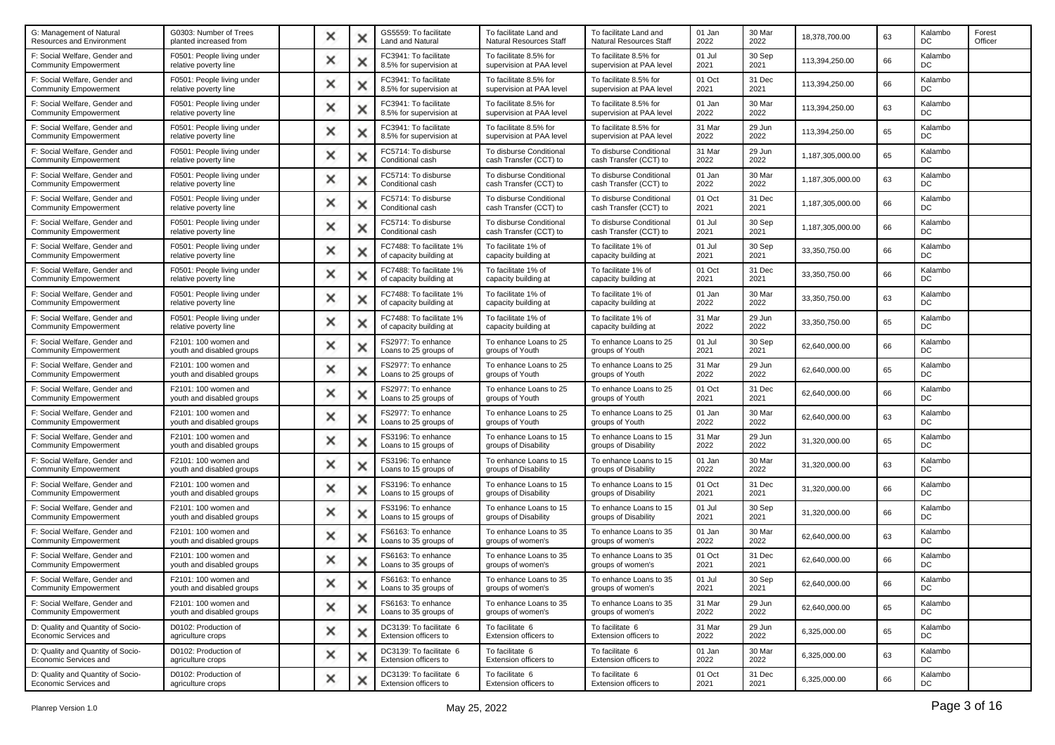| | | | | | | | | | | | | | |
|---|---|---|---|---|---|---|---|---|---|---|---|---|---|
| G: Management of Natural Resources and Environment | G0303: Number of Trees planted increased from | | ✕ | ✕ | GS5559: To facilitate Land and Natural | To facilitate Land and Natural Resources Staff | To facilitate Land and Natural Resources Staff | 01 Jan 2022 | 30 Mar 2022 | 18,378,700.00 | 63 | Kalambo DC | Forest Officer |
| F: Social Welfare, Gender and Community Empowerment | F0501: People living under relative poverty line | | ✕ | ✕ | FC3941: To facilitate 8.5% for supervision at | To facilitate 8.5% for supervision at PAA level | To facilitate 8.5% for supervision at PAA level | 01 Jul 2021 | 30 Sep 2021 | 113,394,250.00 | 66 | Kalambo DC | |
| F: Social Welfare, Gender and Community Empowerment | F0501: People living under relative poverty line | | ✕ | ✕ | FC3941: To facilitate 8.5% for supervision at | To facilitate 8.5% for supervision at PAA level | To facilitate 8.5% for supervision at PAA level | 01 Oct 2021 | 31 Dec 2021 | 113,394,250.00 | 66 | Kalambo DC | |
| F: Social Welfare, Gender and Community Empowerment | F0501: People living under relative poverty line | | ✕ | ✕ | FC3941: To facilitate 8.5% for supervision at | To facilitate 8.5% for supervision at PAA level | To facilitate 8.5% for supervision at PAA level | 01 Jan 2022 | 30 Mar 2022 | 113,394,250.00 | 63 | Kalambo DC | |
| F: Social Welfare, Gender and Community Empowerment | F0501: People living under relative poverty line | | ✕ | ✕ | FC3941: To facilitate 8.5% for supervision at | To facilitate 8.5% for supervision at PAA level | To facilitate 8.5% for supervision at PAA level | 31 Mar 2022 | 29 Jun 2022 | 113,394,250.00 | 65 | Kalambo DC | |
| F: Social Welfare, Gender and Community Empowerment | F0501: People living under relative poverty line | | ✕ | ✕ | FC5714: To disburse Conditional cash | To disburse Conditional cash Transfer (CCT) to | To disburse Conditional cash Transfer (CCT) to | 31 Mar 2022 | 29 Jun 2022 | 1,187,305,000.00 | 65 | Kalambo DC | |
| F: Social Welfare, Gender and Community Empowerment | F0501: People living under relative poverty line | | ✕ | ✕ | FC5714: To disburse Conditional cash | To disburse Conditional cash Transfer (CCT) to | To disburse Conditional cash Transfer (CCT) to | 01 Jan 2022 | 30 Mar 2022 | 1,187,305,000.00 | 63 | Kalambo DC | |
| F: Social Welfare, Gender and Community Empowerment | F0501: People living under relative poverty line | | ✕ | ✕ | FC5714: To disburse Conditional cash | To disburse Conditional cash Transfer (CCT) to | To disburse Conditional cash Transfer (CCT) to | 01 Oct 2021 | 31 Dec 2021 | 1,187,305,000.00 | 66 | Kalambo DC | |
| F: Social Welfare, Gender and Community Empowerment | F0501: People living under relative poverty line | | ✕ | ✕ | FC5714: To disburse Conditional cash | To disburse Conditional cash Transfer (CCT) to | To disburse Conditional cash Transfer (CCT) to | 01 Jul 2021 | 30 Sep 2021 | 1,187,305,000.00 | 66 | Kalambo DC | |
| F: Social Welfare, Gender and Community Empowerment | F0501: People living under relative poverty line | | ✕ | ✕ | FC7488: To facilitate 1% of capacity building at | To facilitate 1% of capacity building at | To facilitate 1% of capacity building at | 01 Jul 2021 | 30 Sep 2021 | 33,350,750.00 | 66 | Kalambo DC | |
| F: Social Welfare, Gender and Community Empowerment | F0501: People living under relative poverty line | | ✕ | ✕ | FC7488: To facilitate 1% of capacity building at | To facilitate 1% of capacity building at | To facilitate 1% of capacity building at | 01 Oct 2021 | 31 Dec 2021 | 33,350,750.00 | 66 | Kalambo DC | |
| F: Social Welfare, Gender and Community Empowerment | F0501: People living under relative poverty line | | ✕ | ✕ | FC7488: To facilitate 1% of capacity building at | To facilitate 1% of capacity building at | To facilitate 1% of capacity building at | 01 Jan 2022 | 30 Mar 2022 | 33,350,750.00 | 63 | Kalambo DC | |
| F: Social Welfare, Gender and Community Empowerment | F0501: People living under relative poverty line | | ✕ | ✕ | FC7488: To facilitate 1% of capacity building at | To facilitate 1% of capacity building at | To facilitate 1% of capacity building at | 31 Mar 2022 | 29 Jun 2022 | 33,350,750.00 | 65 | Kalambo DC | |
| F: Social Welfare, Gender and Community Empowerment | F2101: 100 women and youth and disabled groups | | ✕ | ✕ | FS2977: To enhance Loans to 25 groups of | To enhance Loans to 25 groups of Youth | To enhance Loans to 25 groups of Youth | 01 Jul 2021 | 30 Sep 2021 | 62,640,000.00 | 66 | Kalambo DC | |
| F: Social Welfare, Gender and Community Empowerment | F2101: 100 women and youth and disabled groups | | ✕ | ✕ | FS2977: To enhance Loans to 25 groups of | To enhance Loans to 25 groups of Youth | To enhance Loans to 25 groups of Youth | 31 Mar 2022 | 29 Jun 2022 | 62,640,000.00 | 65 | Kalambo DC | |
| F: Social Welfare, Gender and Community Empowerment | F2101: 100 women and youth and disabled groups | | ✕ | ✕ | FS2977: To enhance Loans to 25 groups of | To enhance Loans to 25 groups of Youth | To enhance Loans to 25 groups of Youth | 01 Oct 2021 | 31 Dec 2021 | 62,640,000.00 | 66 | Kalambo DC | |
| F: Social Welfare, Gender and Community Empowerment | F2101: 100 women and youth and disabled groups | | ✕ | ✕ | FS2977: To enhance Loans to 25 groups of | To enhance Loans to 25 groups of Youth | To enhance Loans to 25 groups of Youth | 01 Jan 2022 | 30 Mar 2022 | 62,640,000.00 | 63 | Kalambo DC | |
| F: Social Welfare, Gender and Community Empowerment | F2101: 100 women and youth and disabled groups | | ✕ | ✕ | FS3196: To enhance Loans to 15 groups of | To enhance Loans to 15 groups of Disability | To enhance Loans to 15 groups of Disability | 31 Mar 2022 | 29 Jun 2022 | 31,320,000.00 | 65 | Kalambo DC | |
| F: Social Welfare, Gender and Community Empowerment | F2101: 100 women and youth and disabled groups | | ✕ | ✕ | FS3196: To enhance Loans to 15 groups of | To enhance Loans to 15 groups of Disability | To enhance Loans to 15 groups of Disability | 01 Jan 2022 | 30 Mar 2022 | 31,320,000.00 | 63 | Kalambo DC | |
| F: Social Welfare, Gender and Community Empowerment | F2101: 100 women and youth and disabled groups | | ✕ | ✕ | FS3196: To enhance Loans to 15 groups of | To enhance Loans to 15 groups of Disability | To enhance Loans to 15 groups of Disability | 01 Oct 2021 | 31 Dec 2021 | 31,320,000.00 | 66 | Kalambo DC | |
| F: Social Welfare, Gender and Community Empowerment | F2101: 100 women and youth and disabled groups | | ✕ | ✕ | FS3196: To enhance Loans to 15 groups of | To enhance Loans to 15 groups of Disability | To enhance Loans to 15 groups of Disability | 01 Jul 2021 | 30 Sep 2021 | 31,320,000.00 | 66 | Kalambo DC | |
| F: Social Welfare, Gender and Community Empowerment | F2101: 100 women and youth and disabled groups | | ✕ | ✕ | FS6163: To enhance Loans to 35 groups of | To enhance Loans to 35 groups of women's | To enhance Loans to 35 groups of women's | 01 Jan 2022 | 30 Mar 2022 | 62,640,000.00 | 63 | Kalambo DC | |
| F: Social Welfare, Gender and Community Empowerment | F2101: 100 women and youth and disabled groups | | ✕ | ✕ | FS6163: To enhance Loans to 35 groups of | To enhance Loans to 35 groups of women's | To enhance Loans to 35 groups of women's | 01 Oct 2021 | 31 Dec 2021 | 62,640,000.00 | 66 | Kalambo DC | |
| F: Social Welfare, Gender and Community Empowerment | F2101: 100 women and youth and disabled groups | | ✕ | ✕ | FS6163: To enhance Loans to 35 groups of | To enhance Loans to 35 groups of women's | To enhance Loans to 35 groups of women's | 01 Jul 2021 | 30 Sep 2021 | 62,640,000.00 | 66 | Kalambo DC | |
| F: Social Welfare, Gender and Community Empowerment | F2101: 100 women and youth and disabled groups | | ✕ | ✕ | FS6163: To enhance Loans to 35 groups of | To enhance Loans to 35 groups of women's | To enhance Loans to 35 groups of women's | 31 Mar 2022 | 29 Jun 2022 | 62,640,000.00 | 65 | Kalambo DC | |
| D: Quality and Quantity of Socio-Economic Services and | D0102: Production of agriculture crops | | ✕ | ✕ | DC3139: To facilitate 6 Extension officers to | To facilitate 6 Extension officers to | To facilitate 6 Extension officers to | 31 Mar 2022 | 29 Jun 2022 | 6,325,000.00 | 65 | Kalambo DC | |
| D: Quality and Quantity of Socio-Economic Services and | D0102: Production of agriculture crops | | ✕ | ✕ | DC3139: To facilitate 6 Extension officers to | To facilitate 6 Extension officers to | To facilitate 6 Extension officers to | 01 Jan 2022 | 30 Mar 2022 | 6,325,000.00 | 63 | Kalambo DC | |
| D: Quality and Quantity of Socio-Economic Services and | D0102: Production of agriculture crops | | ✕ | ✕ | DC3139: To facilitate 6 Extension officers to | To facilitate 6 Extension officers to | To facilitate 6 Extension officers to | 01 Oct 2021 | 31 Dec 2021 | 6,325,000.00 | 66 | Kalambo DC | |

Planrep Version 1.0 May 25, 2022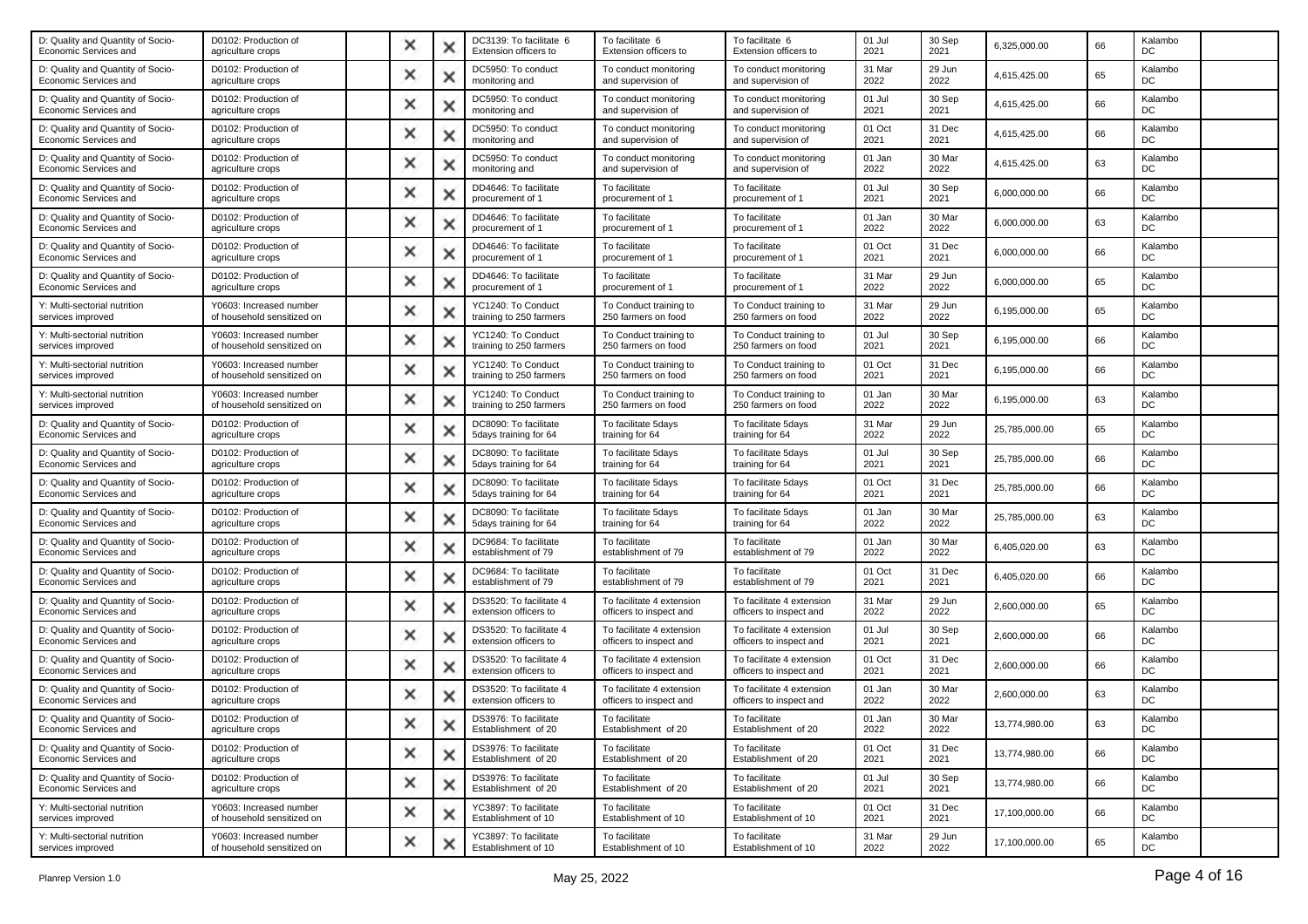| | | | | | | | | | | | | | |
|---|---|---|---|---|---|---|---|---|---|---|---|---|---|
| D: Quality and Quantity of Socio-Economic Services and | D0102: Production of agriculture crops | | ✕ | ✕ | DC3139: To facilitate 6 Extension officers to | To facilitate 6 Extension officers to | To facilitate 6 Extension officers to | 01 Jul 2021 | 30 Sep 2021 | 6,325,000.00 | 66 | Kalambo DC | |
| D: Quality and Quantity of Socio-Economic Services and | D0102: Production of agriculture crops | | ✕ | ✕ | DC5950: To conduct monitoring and | To conduct monitoring and supervision of | To conduct monitoring and supervision of | 31 Mar 2022 | 29 Jun 2022 | 4,615,425.00 | 65 | Kalambo DC | |
| D: Quality and Quantity of Socio-Economic Services and | D0102: Production of agriculture crops | | ✕ | ✕ | DC5950: To conduct monitoring and | To conduct monitoring and supervision of | To conduct monitoring and supervision of | 01 Jul 2021 | 30 Sep 2021 | 4,615,425.00 | 66 | Kalambo DC | |
| D: Quality and Quantity of Socio-Economic Services and | D0102: Production of agriculture crops | | ✕ | ✕ | DC5950: To conduct monitoring and | To conduct monitoring and supervision of | To conduct monitoring and supervision of | 01 Oct 2021 | 31 Dec 2021 | 4,615,425.00 | 66 | Kalambo DC | |
| D: Quality and Quantity of Socio-Economic Services and | D0102: Production of agriculture crops | | ✕ | ✕ | DC5950: To conduct monitoring and | To conduct monitoring and supervision of | To conduct monitoring and supervision of | 01 Jan 2022 | 30 Mar 2022 | 4,615,425.00 | 63 | Kalambo DC | |
| D: Quality and Quantity of Socio-Economic Services and | D0102: Production of agriculture crops | | ✕ | ✕ | DD4646: To facilitate procurement of 1 | To facilitate procurement of 1 | To facilitate procurement of 1 | 01 Jul 2021 | 30 Sep 2021 | 6,000,000.00 | 66 | Kalambo DC | |
| D: Quality and Quantity of Socio-Economic Services and | D0102: Production of agriculture crops | | ✕ | ✕ | DD4646: To facilitate procurement of 1 | To facilitate procurement of 1 | To facilitate procurement of 1 | 01 Jan 2022 | 30 Mar 2022 | 6,000,000.00 | 63 | Kalambo DC | |
| D: Quality and Quantity of Socio-Economic Services and | D0102: Production of agriculture crops | | ✕ | ✕ | DD4646: To facilitate procurement of 1 | To facilitate procurement of 1 | To facilitate procurement of 1 | 01 Oct 2021 | 31 Dec 2021 | 6,000,000.00 | 66 | Kalambo DC | |
| D: Quality and Quantity of Socio-Economic Services and | D0102: Production of agriculture crops | | ✕ | ✕ | DD4646: To facilitate procurement of 1 | To facilitate procurement of 1 | To facilitate procurement of 1 | 31 Mar 2022 | 29 Jun 2022 | 6,000,000.00 | 65 | Kalambo DC | |
| Y: Multi-sectorial nutrition services improved | Y0603: Increased number of household sensitized on | | ✕ | ✕ | YC1240: To Conduct training to 250 farmers | To Conduct training to 250 farmers on food | To Conduct training to 250 farmers on food | 31 Mar 2022 | 29 Jun 2022 | 6,195,000.00 | 65 | Kalambo DC | |
| Y: Multi-sectorial nutrition services improved | Y0603: Increased number of household sensitized on | | ✕ | ✕ | YC1240: To Conduct training to 250 farmers | To Conduct training to 250 farmers on food | To Conduct training to 250 farmers on food | 01 Jul 2021 | 30 Sep 2021 | 6,195,000.00 | 66 | Kalambo DC | |
| Y: Multi-sectorial nutrition services improved | Y0603: Increased number of household sensitized on | | ✕ | ✕ | YC1240: To Conduct training to 250 farmers | To Conduct training to 250 farmers on food | To Conduct training to 250 farmers on food | 01 Oct 2021 | 31 Dec 2021 | 6,195,000.00 | 66 | Kalambo DC | |
| Y: Multi-sectorial nutrition services improved | Y0603: Increased number of household sensitized on | | ✕ | ✕ | YC1240: To Conduct training to 250 farmers | To Conduct training to 250 farmers on food | To Conduct training to 250 farmers on food | 01 Jan 2022 | 30 Mar 2022 | 6,195,000.00 | 63 | Kalambo DC | |
| D: Quality and Quantity of Socio-Economic Services and | D0102: Production of agriculture crops | | ✕ | ✕ | DC8090: To facilitate 5days training for 64 | To facilitate 5days training for 64 | To facilitate 5days training for 64 | 31 Mar 2022 | 29 Jun 2022 | 25,785,000.00 | 65 | Kalambo DC | |
| D: Quality and Quantity of Socio-Economic Services and | D0102: Production of agriculture crops | | ✕ | ✕ | DC8090: To facilitate 5days training for 64 | To facilitate 5days training for 64 | To facilitate 5days training for 64 | 01 Jul 2021 | 30 Sep 2021 | 25,785,000.00 | 66 | Kalambo DC | |
| D: Quality and Quantity of Socio-Economic Services and | D0102: Production of agriculture crops | | ✕ | ✕ | DC8090: To facilitate 5days training for 64 | To facilitate 5days training for 64 | To facilitate 5days training for 64 | 01 Oct 2021 | 31 Dec 2021 | 25,785,000.00 | 66 | Kalambo DC | |
| D: Quality and Quantity of Socio-Economic Services and | D0102: Production of agriculture crops | | ✕ | ✕ | DC8090: To facilitate 5days training for 64 | To facilitate 5days training for 64 | To facilitate 5days training for 64 | 01 Jan 2022 | 30 Mar 2022 | 25,785,000.00 | 63 | Kalambo DC | |
| D: Quality and Quantity of Socio-Economic Services and | D0102: Production of agriculture crops | | ✕ | ✕ | DC9684: To facilitate establishment of 79 | To facilitate establishment of 79 | To facilitate establishment of 79 | 01 Jan 2022 | 30 Mar 2022 | 6,405,020.00 | 63 | Kalambo DC | |
| D: Quality and Quantity of Socio-Economic Services and | D0102: Production of agriculture crops | | ✕ | ✕ | DC9684: To facilitate establishment of 79 | To facilitate establishment of 79 | To facilitate establishment of 79 | 01 Oct 2021 | 31 Dec 2021 | 6,405,020.00 | 66 | Kalambo DC | |
| D: Quality and Quantity of Socio-Economic Services and | D0102: Production of agriculture crops | | ✕ | ✕ | DS3520: To facilitate 4 extension officers to | To facilitate 4 extension officers to inspect and | To facilitate 4 extension officers to inspect and | 31 Mar 2022 | 29 Jun 2022 | 2,600,000.00 | 65 | Kalambo DC | |
| D: Quality and Quantity of Socio-Economic Services and | D0102: Production of agriculture crops | | ✕ | ✕ | DS3520: To facilitate 4 extension officers to | To facilitate 4 extension officers to inspect and | To facilitate 4 extension officers to inspect and | 01 Jul 2021 | 30 Sep 2021 | 2,600,000.00 | 66 | Kalambo DC | |
| D: Quality and Quantity of Socio-Economic Services and | D0102: Production of agriculture crops | | ✕ | ✕ | DS3520: To facilitate 4 extension officers to | To facilitate 4 extension officers to inspect and | To facilitate 4 extension officers to inspect and | 01 Oct 2021 | 31 Dec 2021 | 2,600,000.00 | 66 | Kalambo DC | |
| D: Quality and Quantity of Socio-Economic Services and | D0102: Production of agriculture crops | | ✕ | ✕ | DS3520: To facilitate 4 extension officers to | To facilitate 4 extension officers to inspect and | To facilitate 4 extension officers to inspect and | 01 Jan 2022 | 30 Mar 2022 | 2,600,000.00 | 63 | Kalambo DC | |
| D: Quality and Quantity of Socio-Economic Services and | D0102: Production of agriculture crops | | ✕ | ✕ | DS3976: To facilitate Establishment of 20 | To facilitate Establishment of 20 | To facilitate Establishment of 20 | 01 Jan 2022 | 30 Mar 2022 | 13,774,980.00 | 63 | Kalambo DC | |
| D: Quality and Quantity of Socio-Economic Services and | D0102: Production of agriculture crops | | ✕ | ✕ | DS3976: To facilitate Establishment of 20 | To facilitate Establishment of 20 | To facilitate Establishment of 20 | 01 Oct 2021 | 31 Dec 2021 | 13,774,980.00 | 66 | Kalambo DC | |
| D: Quality and Quantity of Socio-Economic Services and | D0102: Production of agriculture crops | | ✕ | ✕ | DS3976: To facilitate Establishment of 20 | To facilitate Establishment of 20 | To facilitate Establishment of 20 | 01 Jul 2021 | 30 Sep 2021 | 13,774,980.00 | 66 | Kalambo DC | |
| Y: Multi-sectorial nutrition services improved | Y0603: Increased number of household sensitized on | | ✕ | ✕ | YC3897: To facilitate Establishment of 10 | To facilitate Establishment of 10 | To facilitate Establishment of 10 | 01 Oct 2021 | 31 Dec 2021 | 17,100,000.00 | 66 | Kalambo DC | |
| Y: Multi-sectorial nutrition services improved | Y0603: Increased number of household sensitized on | | ✕ | ✕ | YC3897: To facilitate Establishment of 10 | To facilitate Establishment of 10 | To facilitate Establishment of 10 | 31 Mar 2022 | 29 Jun 2022 | 17,100,000.00 | 65 | Kalambo DC | |

Planrep Version 1.0 May 25, 2022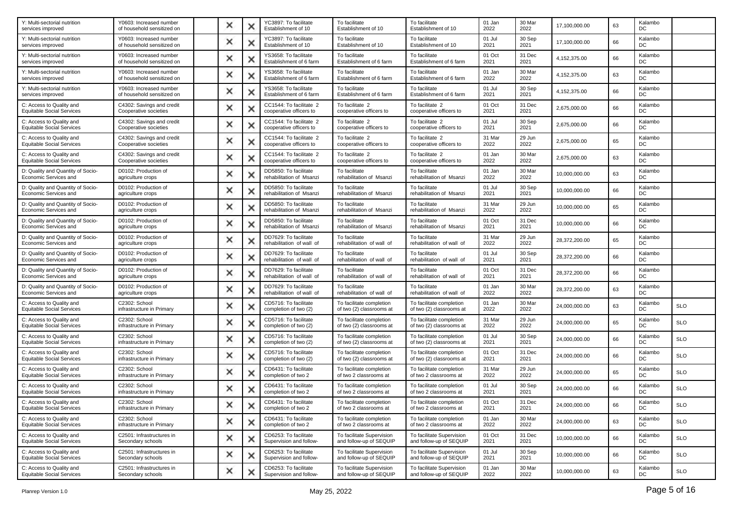| | | | | | | | | | | | | | |
|---|---|---|---|---|---|---|---|---|---|---|---|---|---|
| Y: Multi-sectorial nutrition services improved | Y0603: Increased number of household sensitized on | | × | × | YC3897: To facilitate Establishment of 10 | To facilitate Establishment of 10 | To facilitate Establishment of 10 | 01 Jan 2022 | 30 Mar 2022 | 17,100,000.00 | 63 | Kalambo DC | |
| Y: Multi-sectorial nutrition services improved | Y0603: Increased number of household sensitized on | | × | × | YC3897: To facilitate Establishment of 10 | To facilitate Establishment of 10 | To facilitate Establishment of 10 | 01 Jul 2021 | 30 Sep 2021 | 17,100,000.00 | 66 | Kalambo DC | |
| Y: Multi-sectorial nutrition services improved | Y0603: Increased number of household sensitized on | | × | × | YS3658: To facilitate Establishment of 6 farm | To facilitate Establishment of 6 farm | To facilitate Establishment of 6 farm | 01 Oct 2021 | 31 Dec 2021 | 4,152,375.00 | 66 | Kalambo DC | |
| Y: Multi-sectorial nutrition services improved | Y0603: Increased number of household sensitized on | | × | × | YS3658: To facilitate Establishment of 6 farm | To facilitate Establishment of 6 farm | To facilitate Establishment of 6 farm | 01 Jan 2022 | 30 Mar 2022 | 4,152,375.00 | 63 | Kalambo DC | |
| Y: Multi-sectorial nutrition services improved | Y0603: Increased number of household sensitized on | | × | × | YS3658: To facilitate Establishment of 6 farm | To facilitate Establishment of 6 farm | To facilitate Establishment of 6 farm | 01 Jul 2021 | 30 Sep 2021 | 4,152,375.00 | 66 | Kalambo DC | |
| C: Access to Quality and Equitable Social Services | C4302: Savings and credit Cooperative societies | | × | × | CC1544: To facilitate 2 cooperative officers to | To facilitate 2 cooperative officers to | To facilitate 2 cooperative officers to | 01 Oct 2021 | 31 Dec 2021 | 2,675,000.00 | 66 | Kalambo DC | |
| C: Access to Quality and Equitable Social Services | C4302: Savings and credit Cooperative societies | | × | × | CC1544: To facilitate 2 cooperative officers to | To facilitate 2 cooperative officers to | To facilitate 2 cooperative officers to | 01 Jul 2021 | 30 Sep 2021 | 2,675,000.00 | 66 | Kalambo DC | |
| C: Access to Quality and Equitable Social Services | C4302: Savings and credit Cooperative societies | | × | × | CC1544: To facilitate 2 cooperative officers to | To facilitate 2 cooperative officers to | To facilitate 2 cooperative officers to | 31 Mar 2022 | 29 Jun 2022 | 2,675,000.00 | 65 | Kalambo DC | |
| C: Access to Quality and Equitable Social Services | C4302: Savings and credit Cooperative societies | | × | × | CC1544: To facilitate 2 cooperative officers to | To facilitate 2 cooperative officers to | To facilitate 2 cooperative officers to | 01 Jan 2022 | 30 Mar 2022 | 2,675,000.00 | 63 | Kalambo DC | |
| D: Quality and Quantity of Socio-Economic Services and | D0102: Production of agriculture crops | | × | × | DD5850: To facilitate rehabilitation of Msanzi | To facilitate rehabilitation of Msanzi | To facilitate rehabilitation of Msanzi | 01 Jan 2022 | 30 Mar 2022 | 10,000,000.00 | 63 | Kalambo DC | |
| D: Quality and Quantity of Socio-Economic Services and | D0102: Production of agriculture crops | | × | × | DD5850: To facilitate rehabilitation of Msanzi | To facilitate rehabilitation of Msanzi | To facilitate rehabilitation of Msanzi | 01 Jul 2021 | 30 Sep 2021 | 10,000,000.00 | 66 | Kalambo DC | |
| D: Quality and Quantity of Socio-Economic Services and | D0102: Production of agriculture crops | | × | × | DD5850: To facilitate rehabilitation of Msanzi | To facilitate rehabilitation of Msanzi | To facilitate rehabilitation of Msanzi | 31 Mar 2022 | 29 Jun 2022 | 10,000,000.00 | 65 | Kalambo DC | |
| D: Quality and Quantity of Socio-Economic Services and | D0102: Production of agriculture crops | | × | × | DD5850: To facilitate rehabilitation of Msanzi | To facilitate rehabilitation of Msanzi | To facilitate rehabilitation of Msanzi | 01 Oct 2021 | 31 Dec 2021 | 10,000,000.00 | 66 | Kalambo DC | |
| D: Quality and Quantity of Socio-Economic Services and | D0102: Production of agriculture crops | | × | × | DD7629: To facilitate rehabilitation of wall of | To facilitate rehabilitation of wall of | To facilitate rehabilitation of wall of | 31 Mar 2022 | 29 Jun 2022 | 28,372,200.00 | 65 | Kalambo DC | |
| D: Quality and Quantity of Socio-Economic Services and | D0102: Production of agriculture crops | | × | × | DD7629: To facilitate rehabilitation of wall of | To facilitate rehabilitation of wall of | To facilitate rehabilitation of wall of | 01 Jul 2021 | 30 Sep 2021 | 28,372,200.00 | 66 | Kalambo DC | |
| D: Quality and Quantity of Socio-Economic Services and | D0102: Production of agriculture crops | | × | × | DD7629: To facilitate rehabilitation of wall of | To facilitate rehabilitation of wall of | To facilitate rehabilitation of wall of | 01 Oct 2021 | 31 Dec 2021 | 28,372,200.00 | 66 | Kalambo DC | |
| D: Quality and Quantity of Socio-Economic Services and | D0102: Production of agriculture crops | | × | × | DD7629: To facilitate rehabilitation of wall of | To facilitate rehabilitation of wall of | To facilitate rehabilitation of wall of | 01 Jan 2022 | 30 Mar 2022 | 28,372,200.00 | 63 | Kalambo DC | |
| C: Access to Quality and Equitable Social Services | C2302: School infrastructure in Primary | | × | × | CD5716: To facilitate completion of two (2) | To facilitate completion of two (2) classrooms at | To facilitate completion of two (2) classrooms at | 01 Jan 2022 | 30 Mar 2022 | 24,000,000.00 | 63 | Kalambo DC | SLO |
| C: Access to Quality and Equitable Social Services | C2302: School infrastructure in Primary | | × | × | CD5716: To facilitate completion of two (2) | To facilitate completion of two (2) classrooms at | To facilitate completion of two (2) classrooms at | 31 Mar 2022 | 29 Jun 2022 | 24,000,000.00 | 65 | Kalambo DC | SLO |
| C: Access to Quality and Equitable Social Services | C2302: School infrastructure in Primary | | × | × | CD5716: To facilitate completion of two (2) | To facilitate completion of two (2) classrooms at | To facilitate completion of two (2) classrooms at | 01 Jul 2021 | 30 Sep 2021 | 24,000,000.00 | 66 | Kalambo DC | SLO |
| C: Access to Quality and Equitable Social Services | C2302: School infrastructure in Primary | | × | × | CD5716: To facilitate completion of two (2) | To facilitate completion of two (2) classrooms at | To facilitate completion of two (2) classrooms at | 01 Oct 2021 | 31 Dec 2021 | 24,000,000.00 | 66 | Kalambo DC | SLO |
| C: Access to Quality and Equitable Social Services | C2302: School infrastructure in Primary | | × | × | CD6431: To facilitate completion of two 2 | To facilitate completion of two 2 classrooms at | To facilitate completion of two 2 classrooms at | 31 Mar 2022 | 29 Jun 2022 | 24,000,000.00 | 65 | Kalambo DC | SLO |
| C: Access to Quality and Equitable Social Services | C2302: School infrastructure in Primary | | × | × | CD6431: To facilitate completion of two 2 | To facilitate completion of two 2 classrooms at | To facilitate completion of two 2 classrooms at | 01 Jul 2021 | 30 Sep 2021 | 24,000,000.00 | 66 | Kalambo DC | SLO |
| C: Access to Quality and Equitable Social Services | C2302: School infrastructure in Primary | | × | × | CD6431: To facilitate completion of two 2 | To facilitate completion of two 2 classrooms at | To facilitate completion of two 2 classrooms at | 01 Oct 2021 | 31 Dec 2021 | 24,000,000.00 | 66 | Kalambo DC | SLO |
| C: Access to Quality and Equitable Social Services | C2302: School infrastructure in Primary | | × | × | CD6431: To facilitate completion of two 2 | To facilitate completion of two 2 classrooms at | To facilitate completion of two 2 classrooms at | 01 Jan 2022 | 30 Mar 2022 | 24,000,000.00 | 63 | Kalambo DC | SLO |
| C: Access to Quality and Equitable Social Services | C2501: Infrastructures in Secondary schools | | × | × | CD6253: To facilitate Supervision and follow- | To facilitate Supervision and follow-up of SEQUIP | To facilitate Supervision and follow-up of SEQUIP | 01 Oct 2021 | 31 Dec 2021 | 10,000,000.00 | 66 | Kalambo DC | SLO |
| C: Access to Quality and Equitable Social Services | C2501: Infrastructures in Secondary schools | | × | × | CD6253: To facilitate Supervision and follow- | To facilitate Supervision and follow-up of SEQUIP | To facilitate Supervision and follow-up of SEQUIP | 01 Jul 2021 | 30 Sep 2021 | 10,000,000.00 | 66 | Kalambo DC | SLO |
| C: Access to Quality and Equitable Social Services | C2501: Infrastructures in Secondary schools | | × | × | CD6253: To facilitate Supervision and follow- | To facilitate Supervision and follow-up of SEQUIP | To facilitate Supervision and follow-up of SEQUIP | 01 Jan 2022 | 30 Mar 2022 | 10,000,000.00 | 63 | Kalambo DC | SLO |

Planrep Version 1.0 May 25, 2022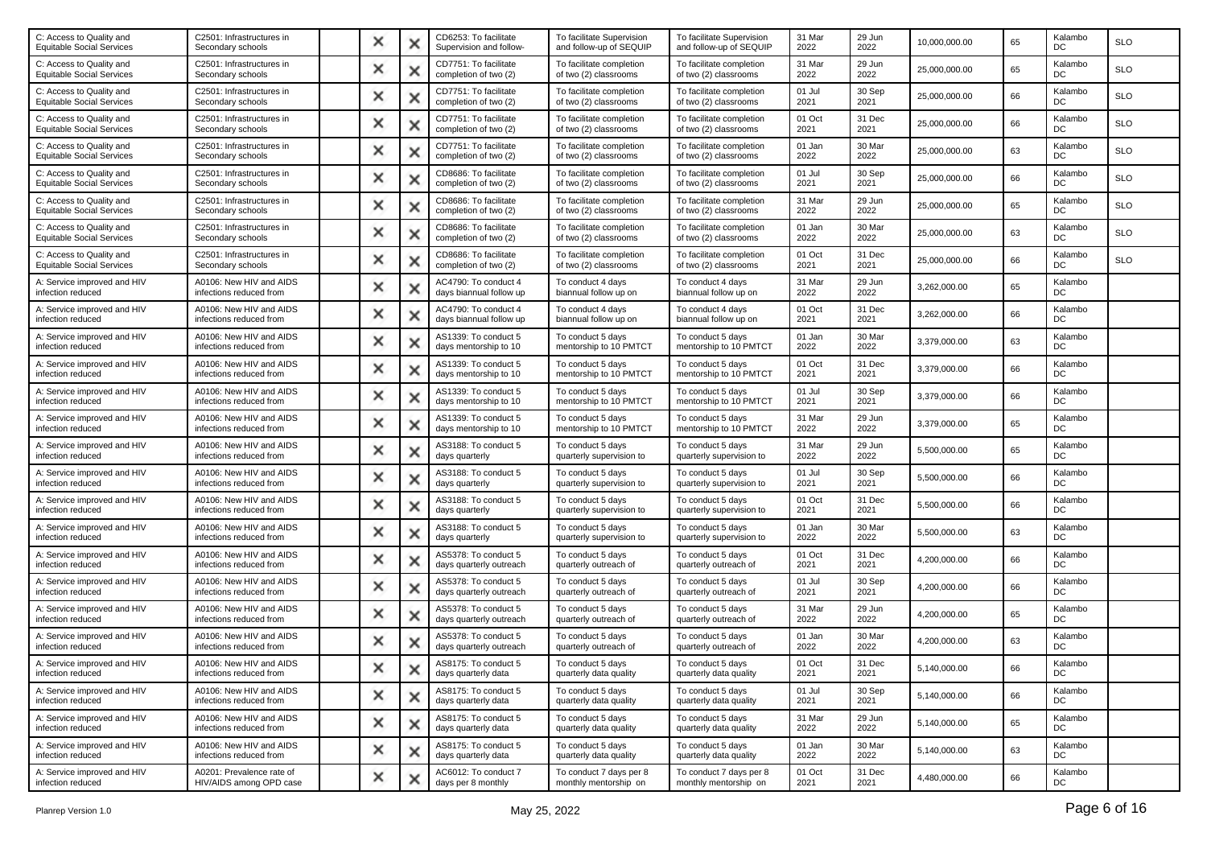| | | | | | | | | | | | | | |
|---|---|---|---|---|---|---|---|---|---|---|---|---|---|
| C: Access to Quality and Equitable Social Services | C2501: Infrastructures in Secondary schools | | ✕ | ✕ | CD6253: To facilitate Supervision and follow- | To facilitate Supervision and follow-up of SEQUIP | To facilitate Supervision and follow-up of SEQUIP | 31 Mar 2022 | 29 Jun 2022 | 10,000,000.00 | 65 | Kalambo DC | SLO |
| C: Access to Quality and Equitable Social Services | C2501: Infrastructures in Secondary schools | | ✕ | ✕ | CD7751: To facilitate completion of two (2) | To facilitate completion of two (2) classrooms | To facilitate completion of two (2) classrooms | 31 Mar 2022 | 29 Jun 2022 | 25,000,000.00 | 65 | Kalambo DC | SLO |
| C: Access to Quality and Equitable Social Services | C2501: Infrastructures in Secondary schools | | ✕ | ✕ | CD7751: To facilitate completion of two (2) | To facilitate completion of two (2) classrooms | To facilitate completion of two (2) classrooms | 01 Jul 2021 | 30 Sep 2021 | 25,000,000.00 | 66 | Kalambo DC | SLO |
| C: Access to Quality and Equitable Social Services | C2501: Infrastructures in Secondary schools | | ✕ | ✕ | CD7751: To facilitate completion of two (2) | To facilitate completion of two (2) classrooms | To facilitate completion of two (2) classrooms | 01 Oct 2021 | 31 Dec 2021 | 25,000,000.00 | 66 | Kalambo DC | SLO |
| C: Access to Quality and Equitable Social Services | C2501: Infrastructures in Secondary schools | | ✕ | ✕ | CD7751: To facilitate completion of two (2) | To facilitate completion of two (2) classrooms | To facilitate completion of two (2) classrooms | 01 Jan 2022 | 30 Mar 2022 | 25,000,000.00 | 63 | Kalambo DC | SLO |
| C: Access to Quality and Equitable Social Services | C2501: Infrastructures in Secondary schools | | ✕ | ✕ | CD8686: To facilitate completion of two (2) | To facilitate completion of two (2) classrooms | To facilitate completion of two (2) classrooms | 01 Jul 2021 | 30 Sep 2021 | 25,000,000.00 | 66 | Kalambo DC | SLO |
| C: Access to Quality and Equitable Social Services | C2501: Infrastructures in Secondary schools | | ✕ | ✕ | CD8686: To facilitate completion of two (2) | To facilitate completion of two (2) classrooms | To facilitate completion of two (2) classrooms | 31 Mar 2022 | 29 Jun 2022 | 25,000,000.00 | 65 | Kalambo DC | SLO |
| C: Access to Quality and Equitable Social Services | C2501: Infrastructures in Secondary schools | | ✕ | ✕ | CD8686: To facilitate completion of two (2) | To facilitate completion of two (2) classrooms | To facilitate completion of two (2) classrooms | 01 Jan 2022 | 30 Mar 2022 | 25,000,000.00 | 63 | Kalambo DC | SLO |
| C: Access to Quality and Equitable Social Services | C2501: Infrastructures in Secondary schools | | ✕ | ✕ | CD8686: To facilitate completion of two (2) | To facilitate completion of two (2) classrooms | To facilitate completion of two (2) classrooms | 01 Oct 2021 | 31 Dec 2021 | 25,000,000.00 | 66 | Kalambo DC | SLO |
| A: Service improved and HIV infection reduced | A0106: New HIV and AIDS infections reduced from | | ✕ | ✕ | AC4790: To conduct 4 days biannual follow up | To conduct 4 days biannual follow up on | To conduct 4 days biannual follow up on | 31 Mar 2022 | 29 Jun 2022 | 3,262,000.00 | 65 | Kalambo DC | |
| A: Service improved and HIV infection reduced | A0106: New HIV and AIDS infections reduced from | | ✕ | ✕ | AC4790: To conduct 4 days biannual follow up | To conduct 4 days biannual follow up on | To conduct 4 days biannual follow up on | 01 Oct 2021 | 31 Dec 2021 | 3,262,000.00 | 66 | Kalambo DC | |
| A: Service improved and HIV infection reduced | A0106: New HIV and AIDS infections reduced from | | ✕ | ✕ | AS1339: To conduct 5 days mentorship to 10 | To conduct 5 days mentorship to 10 PMTCT | To conduct 5 days mentorship to 10 PMTCT | 01 Jan 2022 | 30 Mar 2022 | 3,379,000.00 | 63 | Kalambo DC | |
| A: Service improved and HIV infection reduced | A0106: New HIV and AIDS infections reduced from | | ✕ | ✕ | AS1339: To conduct 5 days mentorship to 10 | To conduct 5 days mentorship to 10 PMTCT | To conduct 5 days mentorship to 10 PMTCT | 01 Oct 2021 | 31 Dec 2021 | 3,379,000.00 | 66 | Kalambo DC | |
| A: Service improved and HIV infection reduced | A0106: New HIV and AIDS infections reduced from | | ✕ | ✕ | AS1339: To conduct 5 days mentorship to 10 | To conduct 5 days mentorship to 10 PMTCT | To conduct 5 days mentorship to 10 PMTCT | 01 Jul 2021 | 30 Sep 2021 | 3,379,000.00 | 66 | Kalambo DC | |
| A: Service improved and HIV infection reduced | A0106: New HIV and AIDS infections reduced from | | ✕ | ✕ | AS1339: To conduct 5 days mentorship to 10 | To conduct 5 days mentorship to 10 PMTCT | To conduct 5 days mentorship to 10 PMTCT | 31 Mar 2022 | 29 Jun 2022 | 3,379,000.00 | 65 | Kalambo DC | |
| A: Service improved and HIV infection reduced | A0106: New HIV and AIDS infections reduced from | | ✕ | ✕ | AS3188: To conduct 5 days quarterly | To conduct 5 days quarterly supervision to | To conduct 5 days quarterly supervision to | 31 Mar 2022 | 29 Jun 2022 | 5,500,000.00 | 65 | Kalambo DC | |
| A: Service improved and HIV infection reduced | A0106: New HIV and AIDS infections reduced from | | ✕ | ✕ | AS3188: To conduct 5 days quarterly | To conduct 5 days quarterly supervision to | To conduct 5 days quarterly supervision to | 01 Jul 2021 | 30 Sep 2021 | 5,500,000.00 | 66 | Kalambo DC | |
| A: Service improved and HIV infection reduced | A0106: New HIV and AIDS infections reduced from | | ✕ | ✕ | AS3188: To conduct 5 days quarterly | To conduct 5 days quarterly supervision to | To conduct 5 days quarterly supervision to | 01 Oct 2021 | 31 Dec 2021 | 5,500,000.00 | 66 | Kalambo DC | |
| A: Service improved and HIV infection reduced | A0106: New HIV and AIDS infections reduced from | | ✕ | ✕ | AS3188: To conduct 5 days quarterly | To conduct 5 days quarterly supervision to | To conduct 5 days quarterly supervision to | 01 Jan 2022 | 30 Mar 2022 | 5,500,000.00 | 63 | Kalambo DC | |
| A: Service improved and HIV infection reduced | A0106: New HIV and AIDS infections reduced from | | ✕ | ✕ | AS5378: To conduct 5 days quarterly outreach | To conduct 5 days quarterly outreach of | To conduct 5 days quarterly outreach of | 01 Oct 2021 | 31 Dec 2021 | 4,200,000.00 | 66 | Kalambo DC | |
| A: Service improved and HIV infection reduced | A0106: New HIV and AIDS infections reduced from | | ✕ | ✕ | AS5378: To conduct 5 days quarterly outreach | To conduct 5 days quarterly outreach of | To conduct 5 days quarterly outreach of | 01 Jul 2021 | 30 Sep 2021 | 4,200,000.00 | 66 | Kalambo DC | |
| A: Service improved and HIV infection reduced | A0106: New HIV and AIDS infections reduced from | | ✕ | ✕ | AS5378: To conduct 5 days quarterly outreach | To conduct 5 days quarterly outreach of | To conduct 5 days quarterly outreach of | 31 Mar 2022 | 29 Jun 2022 | 4,200,000.00 | 65 | Kalambo DC | |
| A: Service improved and HIV infection reduced | A0106: New HIV and AIDS infections reduced from | | ✕ | ✕ | AS5378: To conduct 5 days quarterly outreach | To conduct 5 days quarterly outreach of | To conduct 5 days quarterly outreach of | 01 Jan 2022 | 30 Mar 2022 | 4,200,000.00 | 63 | Kalambo DC | |
| A: Service improved and HIV infection reduced | A0106: New HIV and AIDS infections reduced from | | ✕ | ✕ | AS8175: To conduct 5 days quarterly data | To conduct 5 days quarterly data quality | To conduct 5 days quarterly data quality | 01 Oct 2021 | 31 Dec 2021 | 5,140,000.00 | 66 | Kalambo DC | |
| A: Service improved and HIV infection reduced | A0106: New HIV and AIDS infections reduced from | | ✕ | ✕ | AS8175: To conduct 5 days quarterly data | To conduct 5 days quarterly data quality | To conduct 5 days quarterly data quality | 01 Jul 2021 | 30 Sep 2021 | 5,140,000.00 | 66 | Kalambo DC | |
| A: Service improved and HIV infection reduced | A0106: New HIV and AIDS infections reduced from | | ✕ | ✕ | AS8175: To conduct 5 days quarterly data | To conduct 5 days quarterly data quality | To conduct 5 days quarterly data quality | 31 Mar 2022 | 29 Jun 2022 | 5,140,000.00 | 65 | Kalambo DC | |
| A: Service improved and HIV infection reduced | A0106: New HIV and AIDS infections reduced from | | ✕ | ✕ | AS8175: To conduct 5 days quarterly data | To conduct 5 days quarterly data quality | To conduct 5 days quarterly data quality | 01 Jan 2022 | 30 Mar 2022 | 5,140,000.00 | 63 | Kalambo DC | |
| A: Service improved and HIV infection reduced | A0201: Prevalence rate of HIV/AIDS among OPD case | | ✕ | ✕ | AC6012: To conduct 7 days per 8 monthly | To conduct 7 days per 8 monthly mentorship on | To conduct 7 days per 8 monthly mentorship on | 01 Oct 2021 | 31 Dec 2021 | 4,480,000.00 | 66 | Kalambo DC | |

Planrep Version 1.0 May 25, 2022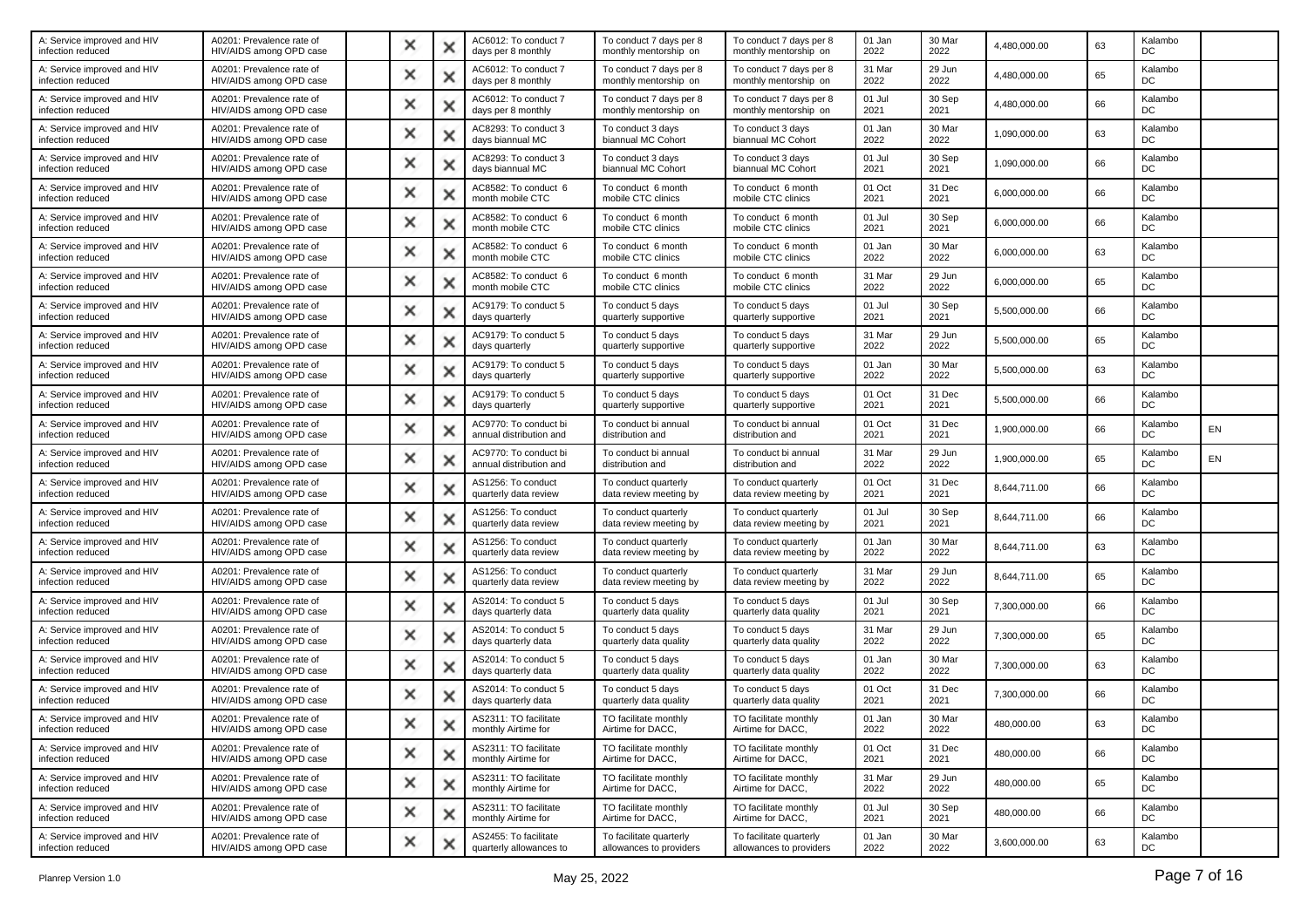| A: Service improved and HIV infection reduced | A0201: Prevalence rate of HIV/AIDS among OPD case | | ✕ | ✕ | AC6012: To conduct 7 days per 8 monthly | To conduct 7 days per 8 monthly mentorship on | To conduct 7 days per 8 monthly mentorship on | 01 Jan 2022 | 30 Mar 2022 | 4,480,000.00 | 63 | Kalambo DC | |
|---|---|---|---|---|---|---|---|---|---|---|---|---|---|
| A: Service improved and HIV infection reduced | A0201: Prevalence rate of HIV/AIDS among OPD case | | ✕ | ✕ | AC6012: To conduct 7 days per 8 monthly | To conduct 7 days per 8 monthly mentorship on | To conduct 7 days per 8 monthly mentorship on | 31 Mar 2022 | 29 Jun 2022 | 4,480,000.00 | 65 | Kalambo DC | |
| A: Service improved and HIV infection reduced | A0201: Prevalence rate of HIV/AIDS among OPD case | | ✕ | ✕ | AC6012: To conduct 7 days per 8 monthly | To conduct 7 days per 8 monthly mentorship on | To conduct 7 days per 8 monthly mentorship on | 01 Jul 2021 | 30 Sep 2021 | 4,480,000.00 | 66 | Kalambo DC | |
| A: Service improved and HIV infection reduced | A0201: Prevalence rate of HIV/AIDS among OPD case | | ✕ | ✕ | AC8293: To conduct 3 days biannual MC | To conduct 3 days biannual MC Cohort | To conduct 3 days biannual MC Cohort | 01 Jan 2022 | 30 Mar 2022 | 1,090,000.00 | 63 | Kalambo DC | |
| A: Service improved and HIV infection reduced | A0201: Prevalence rate of HIV/AIDS among OPD case | | ✕ | ✕ | AC8293: To conduct 3 days biannual MC | To conduct 3 days biannual MC Cohort | To conduct 3 days biannual MC Cohort | 01 Jul 2021 | 30 Sep 2021 | 1,090,000.00 | 66 | Kalambo DC | |
| A: Service improved and HIV infection reduced | A0201: Prevalence rate of HIV/AIDS among OPD case | | ✕ | ✕ | AC8582: To conduct 6 month mobile CTC | To conduct 6 month mobile CTC clinics | To conduct 6 month mobile CTC clinics | 01 Oct 2021 | 31 Dec 2021 | 6,000,000.00 | 66 | Kalambo DC | |
| A: Service improved and HIV infection reduced | A0201: Prevalence rate of HIV/AIDS among OPD case | | ✕ | ✕ | AC8582: To conduct 6 month mobile CTC | To conduct 6 month mobile CTC clinics | To conduct 6 month mobile CTC clinics | 01 Jul 2021 | 30 Sep 2021 | 6,000,000.00 | 66 | Kalambo DC | |
| A: Service improved and HIV infection reduced | A0201: Prevalence rate of HIV/AIDS among OPD case | | ✕ | ✕ | AC8582: To conduct 6 month mobile CTC | To conduct 6 month mobile CTC clinics | To conduct 6 month mobile CTC clinics | 01 Jan 2022 | 30 Mar 2022 | 6,000,000.00 | 63 | Kalambo DC | |
| A: Service improved and HIV infection reduced | A0201: Prevalence rate of HIV/AIDS among OPD case | | ✕ | ✕ | AC8582: To conduct 6 month mobile CTC | To conduct 6 month mobile CTC clinics | To conduct 6 month mobile CTC clinics | 31 Mar 2022 | 29 Jun 2022 | 6,000,000.00 | 65 | Kalambo DC | |
| A: Service improved and HIV infection reduced | A0201: Prevalence rate of HIV/AIDS among OPD case | | ✕ | ✕ | AC9179: To conduct 5 days quarterly | To conduct 5 days quarterly supportive | To conduct 5 days quarterly supportive | 01 Jul 2021 | 30 Sep 2021 | 5,500,000.00 | 66 | Kalambo DC | |
| A: Service improved and HIV infection reduced | A0201: Prevalence rate of HIV/AIDS among OPD case | | ✕ | ✕ | AC9179: To conduct 5 days quarterly | To conduct 5 days quarterly supportive | To conduct 5 days quarterly supportive | 31 Mar 2022 | 29 Jun 2022 | 5,500,000.00 | 65 | Kalambo DC | |
| A: Service improved and HIV infection reduced | A0201: Prevalence rate of HIV/AIDS among OPD case | | ✕ | ✕ | AC9179: To conduct 5 days quarterly | To conduct 5 days quarterly supportive | To conduct 5 days quarterly supportive | 01 Jan 2022 | 30 Mar 2022 | 5,500,000.00 | 63 | Kalambo DC | |
| A: Service improved and HIV infection reduced | A0201: Prevalence rate of HIV/AIDS among OPD case | | ✕ | ✕ | AC9179: To conduct 5 days quarterly | To conduct 5 days quarterly supportive | To conduct 5 days quarterly supportive | 01 Oct 2021 | 31 Dec 2021 | 5,500,000.00 | 66 | Kalambo DC | |
| A: Service improved and HIV infection reduced | A0201: Prevalence rate of HIV/AIDS among OPD case | | ✕ | ✕ | AC9770: To conduct bi annual distribution and | To conduct bi annual distribution and | To conduct bi annual distribution and | 01 Oct 2021 | 31 Dec 2021 | 1,900,000.00 | 66 | Kalambo DC | EN |
| A: Service improved and HIV infection reduced | A0201: Prevalence rate of HIV/AIDS among OPD case | | ✕ | ✕ | AC9770: To conduct bi annual distribution and | To conduct bi annual distribution and | To conduct bi annual distribution and | 31 Mar 2022 | 29 Jun 2022 | 1,900,000.00 | 65 | Kalambo DC | EN |
| A: Service improved and HIV infection reduced | A0201: Prevalence rate of HIV/AIDS among OPD case | | ✕ | ✕ | AS1256: To conduct quarterly data review | To conduct quarterly data review meeting by | To conduct quarterly data review meeting by | 01 Oct 2021 | 31 Dec 2021 | 8,644,711.00 | 66 | Kalambo DC | |
| A: Service improved and HIV infection reduced | A0201: Prevalence rate of HIV/AIDS among OPD case | | ✕ | ✕ | AS1256: To conduct quarterly data review | To conduct quarterly data review meeting by | To conduct quarterly data review meeting by | 01 Jul 2021 | 30 Sep 2021 | 8,644,711.00 | 66 | Kalambo DC | |
| A: Service improved and HIV infection reduced | A0201: Prevalence rate of HIV/AIDS among OPD case | | ✕ | ✕ | AS1256: To conduct quarterly data review | To conduct quarterly data review meeting by | To conduct quarterly data review meeting by | 01 Jan 2022 | 30 Mar 2022 | 8,644,711.00 | 63 | Kalambo DC | |
| A: Service improved and HIV infection reduced | A0201: Prevalence rate of HIV/AIDS among OPD case | | ✕ | ✕ | AS1256: To conduct quarterly data review | To conduct quarterly data review meeting by | To conduct quarterly data review meeting by | 31 Mar 2022 | 29 Jun 2022 | 8,644,711.00 | 65 | Kalambo DC | |
| A: Service improved and HIV infection reduced | A0201: Prevalence rate of HIV/AIDS among OPD case | | ✕ | ✕ | AS2014: To conduct 5 days quarterly data | To conduct 5 days quarterly data quality | To conduct 5 days quarterly data quality | 01 Jul 2021 | 30 Sep 2021 | 7,300,000.00 | 66 | Kalambo DC | |
| A: Service improved and HIV infection reduced | A0201: Prevalence rate of HIV/AIDS among OPD case | | ✕ | ✕ | AS2014: To conduct 5 days quarterly data | To conduct 5 days quarterly data quality | To conduct 5 days quarterly data quality | 31 Mar 2022 | 29 Jun 2022 | 7,300,000.00 | 65 | Kalambo DC | |
| A: Service improved and HIV infection reduced | A0201: Prevalence rate of HIV/AIDS among OPD case | | ✕ | ✕ | AS2014: To conduct 5 days quarterly data | To conduct 5 days quarterly data quality | To conduct 5 days quarterly data quality | 01 Jan 2022 | 30 Mar 2022 | 7,300,000.00 | 63 | Kalambo DC | |
| A: Service improved and HIV infection reduced | A0201: Prevalence rate of HIV/AIDS among OPD case | | ✕ | ✕ | AS2014: To conduct 5 days quarterly data | To conduct 5 days quarterly data quality | To conduct 5 days quarterly data quality | 01 Oct 2021 | 31 Dec 2021 | 7,300,000.00 | 66 | Kalambo DC | |
| A: Service improved and HIV infection reduced | A0201: Prevalence rate of HIV/AIDS among OPD case | | ✕ | ✕ | AS2311: TO facilitate monthly Airtime for | TO facilitate monthly Airtime for DACC, | TO facilitate monthly Airtime for DACC, | 01 Jan 2022 | 30 Mar 2022 | 480,000.00 | 63 | Kalambo DC | |
| A: Service improved and HIV infection reduced | A0201: Prevalence rate of HIV/AIDS among OPD case | | ✕ | ✕ | AS2311: TO facilitate monthly Airtime for | TO facilitate monthly Airtime for DACC, | TO facilitate monthly Airtime for DACC, | 01 Oct 2021 | 31 Dec 2021 | 480,000.00 | 66 | Kalambo DC | |
| A: Service improved and HIV infection reduced | A0201: Prevalence rate of HIV/AIDS among OPD case | | ✕ | ✕ | AS2311: TO facilitate monthly Airtime for | TO facilitate monthly Airtime for DACC, | TO facilitate monthly Airtime for DACC, | 31 Mar 2022 | 29 Jun 2022 | 480,000.00 | 65 | Kalambo DC | |
| A: Service improved and HIV infection reduced | A0201: Prevalence rate of HIV/AIDS among OPD case | | ✕ | ✕ | AS2311: TO facilitate monthly Airtime for | TO facilitate monthly Airtime for DACC, | TO facilitate monthly Airtime for DACC, | 01 Jul 2021 | 30 Sep 2021 | 480,000.00 | 66 | Kalambo DC | |
| A: Service improved and HIV infection reduced | A0201: Prevalence rate of HIV/AIDS among OPD case | | ✕ | ✕ | AS2455: To facilitate quarterly allowances to | To facilitate quarterly allowances to providers | To facilitate quarterly allowances to providers | 01 Jan 2022 | 30 Mar 2022 | 3,600,000.00 | 63 | Kalambo DC | |

Planrep Version 1.0 May 25, 2022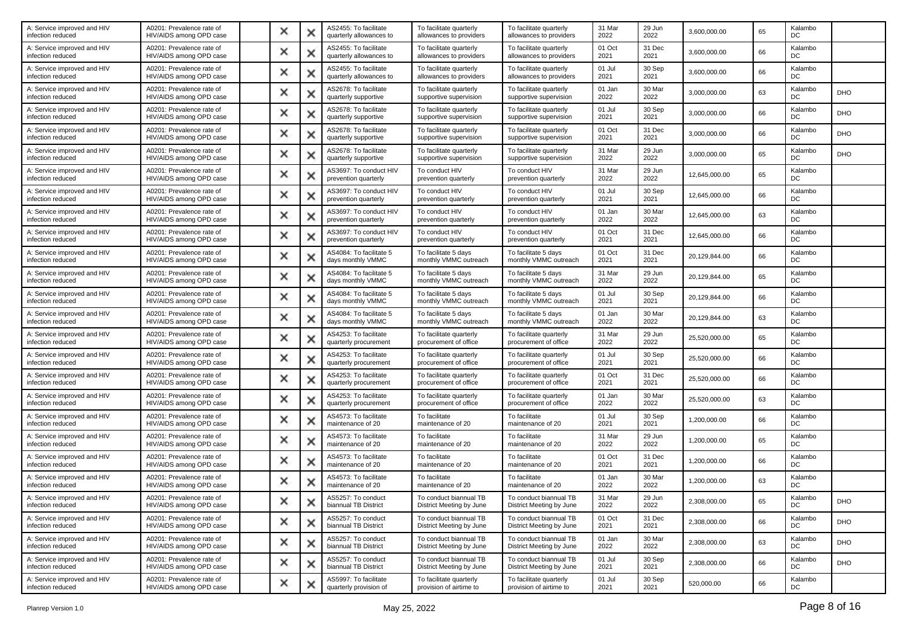| | | | | | | | | | | | | | |
|---|---|---|---|---|---|---|---|---|---|---|---|---|---|
| A: Service improved and HIV infection reduced | A0201: Prevalence rate of HIV/AIDS among OPD case | | × | × | AS2455: To facilitate quarterly allowances to | To facilitate quarterly allowances to providers | To facilitate quarterly allowances to providers | 31 Mar 2022 | 29 Jun 2022 | 3,600,000.00 | 65 | Kalambo DC | |
| A: Service improved and HIV infection reduced | A0201: Prevalence rate of HIV/AIDS among OPD case | | × | × | AS2455: To facilitate quarterly allowances to | To facilitate quarterly allowances to providers | To facilitate quarterly allowances to providers | 01 Oct 2021 | 31 Dec 2021 | 3,600,000.00 | 66 | Kalambo DC | |
| A: Service improved and HIV infection reduced | A0201: Prevalence rate of HIV/AIDS among OPD case | | × | × | AS2455: To facilitate quarterly allowances to | To facilitate quarterly allowances to providers | To facilitate quarterly allowances to providers | 01 Jul 2021 | 30 Sep 2021 | 3,600,000.00 | 66 | Kalambo DC | |
| A: Service improved and HIV infection reduced | A0201: Prevalence rate of HIV/AIDS among OPD case | | × | × | AS2678: To facilitate quarterly supportive | To facilitate quarterly supportive supervision | To facilitate quarterly supportive supervision | 01 Jan 2022 | 30 Mar 2022 | 3,000,000.00 | 63 | Kalambo DC | DHO |
| A: Service improved and HIV infection reduced | A0201: Prevalence rate of HIV/AIDS among OPD case | | × | × | AS2678: To facilitate quarterly supportive | To facilitate quarterly supportive supervision | To facilitate quarterly supportive supervision | 01 Jul 2021 | 30 Sep 2021 | 3,000,000.00 | 66 | Kalambo DC | DHO |
| A: Service improved and HIV infection reduced | A0201: Prevalence rate of HIV/AIDS among OPD case | | × | × | AS2678: To facilitate quarterly supportive | To facilitate quarterly supportive supervision | To facilitate quarterly supportive supervision | 01 Oct 2021 | 31 Dec 2021 | 3,000,000.00 | 66 | Kalambo DC | DHO |
| A: Service improved and HIV infection reduced | A0201: Prevalence rate of HIV/AIDS among OPD case | | × | × | AS2678: To facilitate quarterly supportive | To facilitate quarterly supportive supervision | To facilitate quarterly supportive supervision | 31 Mar 2022 | 29 Jun 2022 | 3,000,000.00 | 65 | Kalambo DC | DHO |
| A: Service improved and HIV infection reduced | A0201: Prevalence rate of HIV/AIDS among OPD case | | × | × | AS3697: To conduct HIV prevention quarterly | To conduct HIV prevention quarterly | To conduct HIV prevention quarterly | 31 Mar 2022 | 29 Jun 2022 | 12,645,000.00 | 65 | Kalambo DC | |
| A: Service improved and HIV infection reduced | A0201: Prevalence rate of HIV/AIDS among OPD case | | × | × | AS3697: To conduct HIV prevention quarterly | To conduct HIV prevention quarterly | To conduct HIV prevention quarterly | 01 Jul 2021 | 30 Sep 2021 | 12,645,000.00 | 66 | Kalambo DC | |
| A: Service improved and HIV infection reduced | A0201: Prevalence rate of HIV/AIDS among OPD case | | × | × | AS3697: To conduct HIV prevention quarterly | To conduct HIV prevention quarterly | To conduct HIV prevention quarterly | 01 Jan 2022 | 30 Mar 2022 | 12,645,000.00 | 63 | Kalambo DC | |
| A: Service improved and HIV infection reduced | A0201: Prevalence rate of HIV/AIDS among OPD case | | × | × | AS3697: To conduct HIV prevention quarterly | To conduct HIV prevention quarterly | To conduct HIV prevention quarterly | 01 Oct 2021 | 31 Dec 2021 | 12,645,000.00 | 66 | Kalambo DC | |
| A: Service improved and HIV infection reduced | A0201: Prevalence rate of HIV/AIDS among OPD case | | × | × | AS4084: To facilitate 5 days monthly VMMC | To facilitate 5 days monthly VMMC outreach | To facilitate 5 days monthly VMMC outreach | 01 Oct 2021 | 31 Dec 2021 | 20,129,844.00 | 66 | Kalambo DC | |
| A: Service improved and HIV infection reduced | A0201: Prevalence rate of HIV/AIDS among OPD case | | × | × | AS4084: To facilitate 5 days monthly VMMC | To facilitate 5 days monthly VMMC outreach | To facilitate 5 days monthly VMMC outreach | 31 Mar 2022 | 29 Jun 2022 | 20,129,844.00 | 65 | Kalambo DC | |
| A: Service improved and HIV infection reduced | A0201: Prevalence rate of HIV/AIDS among OPD case | | × | × | AS4084: To facilitate 5 days monthly VMMC | To facilitate 5 days monthly VMMC outreach | To facilitate 5 days monthly VMMC outreach | 01 Jul 2021 | 30 Sep 2021 | 20,129,844.00 | 66 | Kalambo DC | |
| A: Service improved and HIV infection reduced | A0201: Prevalence rate of HIV/AIDS among OPD case | | × | × | AS4084: To facilitate 5 days monthly VMMC | To facilitate 5 days monthly VMMC outreach | To facilitate 5 days monthly VMMC outreach | 01 Jan 2022 | 30 Mar 2022 | 20,129,844.00 | 63 | Kalambo DC | |
| A: Service improved and HIV infection reduced | A0201: Prevalence rate of HIV/AIDS among OPD case | | × | × | AS4253: To facilitate quarterly procurement | To facilitate quarterly procurement of office | To facilitate quarterly procurement of office | 31 Mar 2022 | 29 Jun 2022 | 25,520,000.00 | 65 | Kalambo DC | |
| A: Service improved and HIV infection reduced | A0201: Prevalence rate of HIV/AIDS among OPD case | | × | × | AS4253: To facilitate quarterly procurement | To facilitate quarterly procurement of office | To facilitate quarterly procurement of office | 01 Jul 2021 | 30 Sep 2021 | 25,520,000.00 | 66 | Kalambo DC | |
| A: Service improved and HIV infection reduced | A0201: Prevalence rate of HIV/AIDS among OPD case | | × | × | AS4253: To facilitate quarterly procurement | To facilitate quarterly procurement of office | To facilitate quarterly procurement of office | 01 Oct 2021 | 31 Dec 2021 | 25,520,000.00 | 66 | Kalambo DC | |
| A: Service improved and HIV infection reduced | A0201: Prevalence rate of HIV/AIDS among OPD case | | × | × | AS4253: To facilitate quarterly procurement | To facilitate quarterly procurement of office | To facilitate quarterly procurement of office | 01 Jan 2022 | 30 Mar 2022 | 25,520,000.00 | 63 | Kalambo DC | |
| A: Service improved and HIV infection reduced | A0201: Prevalence rate of HIV/AIDS among OPD case | | × | × | AS4573: To facilitate maintenance of 20 | To facilitate maintenance of 20 | To facilitate maintenance of 20 | 01 Jul 2021 | 30 Sep 2021 | 1,200,000.00 | 66 | Kalambo DC | |
| A: Service improved and HIV infection reduced | A0201: Prevalence rate of HIV/AIDS among OPD case | | × | × | AS4573: To facilitate maintenance of 20 | To facilitate maintenance of 20 | To facilitate maintenance of 20 | 31 Mar 2022 | 29 Jun 2022 | 1,200,000.00 | 65 | Kalambo DC | |
| A: Service improved and HIV infection reduced | A0201: Prevalence rate of HIV/AIDS among OPD case | | × | × | AS4573: To facilitate maintenance of 20 | To facilitate maintenance of 20 | To facilitate maintenance of 20 | 01 Oct 2021 | 31 Dec 2021 | 1,200,000.00 | 66 | Kalambo DC | |
| A: Service improved and HIV infection reduced | A0201: Prevalence rate of HIV/AIDS among OPD case | | × | × | AS4573: To facilitate maintenance of 20 | To facilitate maintenance of 20 | To facilitate maintenance of 20 | 01 Jan 2022 | 30 Mar 2022 | 1,200,000.00 | 63 | Kalambo DC | |
| A: Service improved and HIV infection reduced | A0201: Prevalence rate of HIV/AIDS among OPD case | | × | × | AS5257: To conduct biannual TB District | To conduct biannual TB District Meeting by June | To conduct biannual TB District Meeting by June | 31 Mar 2022 | 29 Jun 2022 | 2,308,000.00 | 65 | Kalambo DC | DHO |
| A: Service improved and HIV infection reduced | A0201: Prevalence rate of HIV/AIDS among OPD case | | × | × | AS5257: To conduct biannual TB District | To conduct biannual TB District Meeting by June | To conduct biannual TB District Meeting by June | 01 Oct 2021 | 31 Dec 2021 | 2,308,000.00 | 66 | Kalambo DC | DHO |
| A: Service improved and HIV infection reduced | A0201: Prevalence rate of HIV/AIDS among OPD case | | × | × | AS5257: To conduct biannual TB District | To conduct biannual TB District Meeting by June | To conduct biannual TB District Meeting by June | 01 Jan 2022 | 30 Mar 2022 | 2,308,000.00 | 63 | Kalambo DC | DHO |
| A: Service improved and HIV infection reduced | A0201: Prevalence rate of HIV/AIDS among OPD case | | × | × | AS5257: To conduct biannual TB District | To conduct biannual TB District Meeting by June | To conduct biannual TB District Meeting by June | 01 Jul 2021 | 30 Sep 2021 | 2,308,000.00 | 66 | Kalambo DC | DHO |
| A: Service improved and HIV infection reduced | A0201: Prevalence rate of HIV/AIDS among OPD case | | × | × | AS5997: To facilitate quarterly provision of | To facilitate quarterly provision of airtime to | To facilitate quarterly provision of airtime to | 01 Jul 2021 | 30 Sep 2021 | 520,000.00 | 66 | Kalambo DC | |

Planrep Version 1.0 May 25, 2022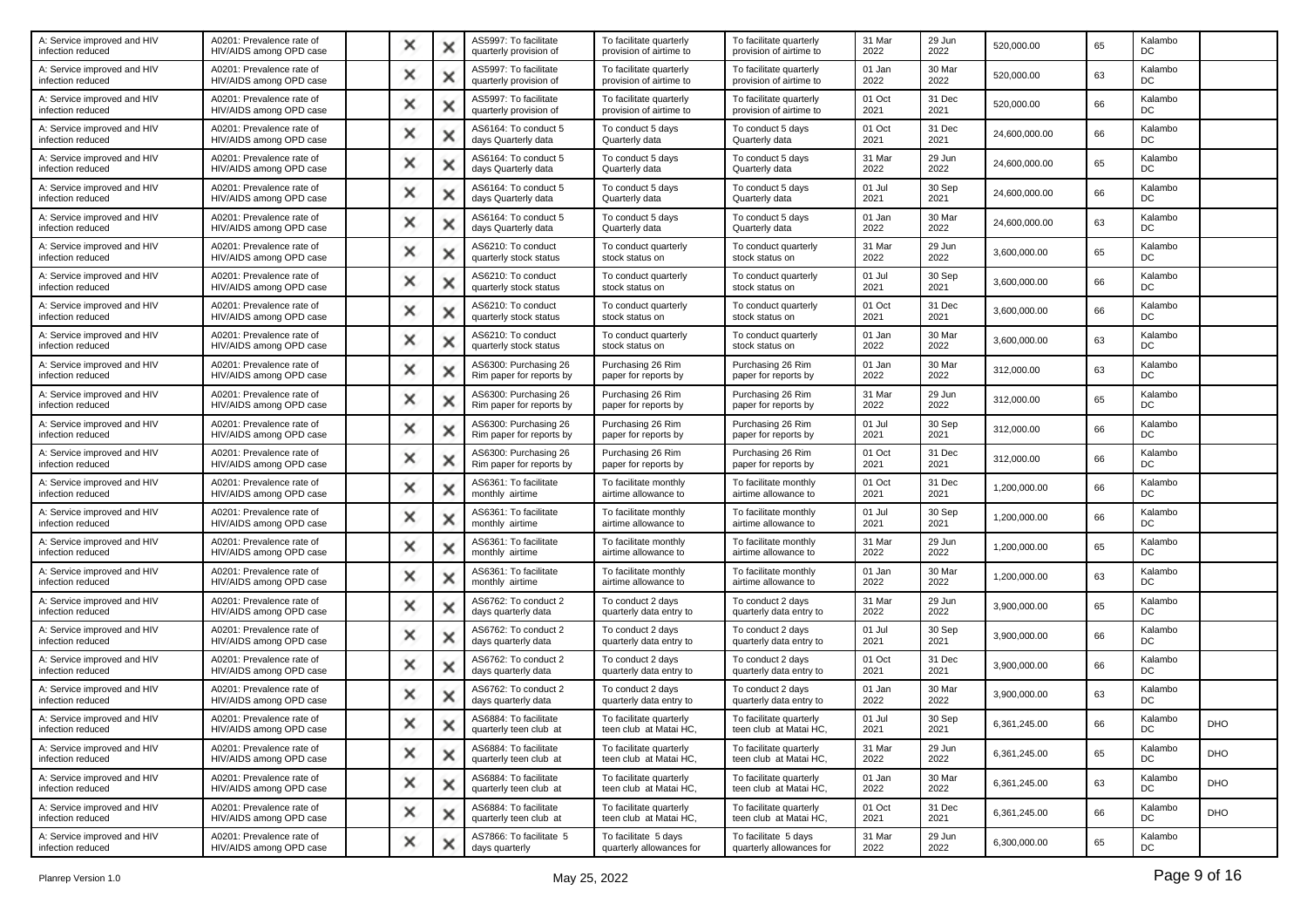| | | | | | | | | | | | | | |
|---|---|---|---|---|---|---|---|---|---|---|---|---|---|
| A: Service improved and HIV infection reduced | A0201: Prevalence rate of HIV/AIDS among OPD case | | × | × | AS5997: To facilitate quarterly provision of | To facilitate quarterly provision of airtime to | To facilitate quarterly provision of airtime to | 31 Mar 2022 | 29 Jun 2022 | 520,000.00 | 65 | Kalambo DC | |
| A: Service improved and HIV infection reduced | A0201: Prevalence rate of HIV/AIDS among OPD case | | × | × | AS5997: To facilitate quarterly provision of | To facilitate quarterly provision of airtime to | To facilitate quarterly provision of airtime to | 01 Jan 2022 | 30 Mar 2022 | 520,000.00 | 63 | Kalambo DC | |
| A: Service improved and HIV infection reduced | A0201: Prevalence rate of HIV/AIDS among OPD case | | × | × | AS5997: To facilitate quarterly provision of | To facilitate quarterly provision of airtime to | To facilitate quarterly provision of airtime to | 01 Oct 2021 | 31 Dec 2021 | 520,000.00 | 66 | Kalambo DC | |
| A: Service improved and HIV infection reduced | A0201: Prevalence rate of HIV/AIDS among OPD case | | × | × | AS6164: To conduct 5 days Quarterly data | To conduct 5 days Quarterly data | To conduct 5 days Quarterly data | 01 Oct 2021 | 31 Dec 2021 | 24,600,000.00 | 66 | Kalambo DC | |
| A: Service improved and HIV infection reduced | A0201: Prevalence rate of HIV/AIDS among OPD case | | × | × | AS6164: To conduct 5 days Quarterly data | To conduct 5 days Quarterly data | To conduct 5 days Quarterly data | 31 Mar 2022 | 29 Jun 2022 | 24,600,000.00 | 65 | Kalambo DC | |
| A: Service improved and HIV infection reduced | A0201: Prevalence rate of HIV/AIDS among OPD case | | × | × | AS6164: To conduct 5 days Quarterly data | To conduct 5 days Quarterly data | To conduct 5 days Quarterly data | 01 Jul 2021 | 30 Sep 2021 | 24,600,000.00 | 66 | Kalambo DC | |
| A: Service improved and HIV infection reduced | A0201: Prevalence rate of HIV/AIDS among OPD case | | × | × | AS6164: To conduct 5 days Quarterly data | To conduct 5 days Quarterly data | To conduct 5 days Quarterly data | 01 Jan 2022 | 30 Mar 2022 | 24,600,000.00 | 63 | Kalambo DC | |
| A: Service improved and HIV infection reduced | A0201: Prevalence rate of HIV/AIDS among OPD case | | × | × | AS6210: To conduct quarterly stock status | To conduct quarterly stock status on | To conduct quarterly stock status on | 31 Mar 2022 | 29 Jun 2022 | 3,600,000.00 | 65 | Kalambo DC | |
| A: Service improved and HIV infection reduced | A0201: Prevalence rate of HIV/AIDS among OPD case | | × | × | AS6210: To conduct quarterly stock status | To conduct quarterly stock status on | To conduct quarterly stock status on | 01 Jul 2021 | 30 Sep 2021 | 3,600,000.00 | 66 | Kalambo DC | |
| A: Service improved and HIV infection reduced | A0201: Prevalence rate of HIV/AIDS among OPD case | | × | × | AS6210: To conduct quarterly stock status | To conduct quarterly stock status on | To conduct quarterly stock status on | 01 Oct 2021 | 31 Dec 2021 | 3,600,000.00 | 66 | Kalambo DC | |
| A: Service improved and HIV infection reduced | A0201: Prevalence rate of HIV/AIDS among OPD case | | × | × | AS6210: To conduct quarterly stock status | To conduct quarterly stock status on | To conduct quarterly stock status on | 01 Jan 2022 | 30 Mar 2022 | 3,600,000.00 | 63 | Kalambo DC | |
| A: Service improved and HIV infection reduced | A0201: Prevalence rate of HIV/AIDS among OPD case | | × | × | AS6300: Purchasing 26 Rim paper for reports by | Purchasing 26 Rim paper for reports by | Purchasing 26 Rim paper for reports by | 01 Jan 2022 | 30 Mar 2022 | 312,000.00 | 63 | Kalambo DC | |
| A: Service improved and HIV infection reduced | A0201: Prevalence rate of HIV/AIDS among OPD case | | × | × | AS6300: Purchasing 26 Rim paper for reports by | Purchasing 26 Rim paper for reports by | Purchasing 26 Rim paper for reports by | 31 Mar 2022 | 29 Jun 2022 | 312,000.00 | 65 | Kalambo DC | |
| A: Service improved and HIV infection reduced | A0201: Prevalence rate of HIV/AIDS among OPD case | | × | × | AS6300: Purchasing 26 Rim paper for reports by | Purchasing 26 Rim paper for reports by | Purchasing 26 Rim paper for reports by | 01 Jul 2021 | 30 Sep 2021 | 312,000.00 | 66 | Kalambo DC | |
| A: Service improved and HIV infection reduced | A0201: Prevalence rate of HIV/AIDS among OPD case | | × | × | AS6300: Purchasing 26 Rim paper for reports by | Purchasing 26 Rim paper for reports by | Purchasing 26 Rim paper for reports by | 01 Oct 2021 | 31 Dec 2021 | 312,000.00 | 66 | Kalambo DC | |
| A: Service improved and HIV infection reduced | A0201: Prevalence rate of HIV/AIDS among OPD case | | × | × | AS6361: To facilitate monthly airtime | To facilitate monthly airtime allowance to | To facilitate monthly airtime allowance to | 01 Oct 2021 | 31 Dec 2021 | 1,200,000.00 | 66 | Kalambo DC | |
| A: Service improved and HIV infection reduced | A0201: Prevalence rate of HIV/AIDS among OPD case | | × | × | AS6361: To facilitate monthly airtime | To facilitate monthly airtime allowance to | To facilitate monthly airtime allowance to | 01 Jul 2021 | 30 Sep 2021 | 1,200,000.00 | 66 | Kalambo DC | |
| A: Service improved and HIV infection reduced | A0201: Prevalence rate of HIV/AIDS among OPD case | | × | × | AS6361: To facilitate monthly airtime | To facilitate monthly airtime allowance to | To facilitate monthly airtime allowance to | 31 Mar 2022 | 29 Jun 2022 | 1,200,000.00 | 65 | Kalambo DC | |
| A: Service improved and HIV infection reduced | A0201: Prevalence rate of HIV/AIDS among OPD case | | × | × | AS6361: To facilitate monthly airtime | To facilitate monthly airtime allowance to | To facilitate monthly airtime allowance to | 01 Jan 2022 | 30 Mar 2022 | 1,200,000.00 | 63 | Kalambo DC | |
| A: Service improved and HIV infection reduced | A0201: Prevalence rate of HIV/AIDS among OPD case | | × | × | AS6762: To conduct 2 days quarterly data | To conduct 2 days quarterly data entry to | To conduct 2 days quarterly data entry to | 31 Mar 2022 | 29 Jun 2022 | 3,900,000.00 | 65 | Kalambo DC | |
| A: Service improved and HIV infection reduced | A0201: Prevalence rate of HIV/AIDS among OPD case | | × | × | AS6762: To conduct 2 days quarterly data | To conduct 2 days quarterly data entry to | To conduct 2 days quarterly data entry to | 01 Jul 2021 | 30 Sep 2021 | 3,900,000.00 | 66 | Kalambo DC | |
| A: Service improved and HIV infection reduced | A0201: Prevalence rate of HIV/AIDS among OPD case | | × | × | AS6762: To conduct 2 days quarterly data | To conduct 2 days quarterly data entry to | To conduct 2 days quarterly data entry to | 01 Oct 2021 | 31 Dec 2021 | 3,900,000.00 | 66 | Kalambo DC | |
| A: Service improved and HIV infection reduced | A0201: Prevalence rate of HIV/AIDS among OPD case | | × | × | AS6762: To conduct 2 days quarterly data | To conduct 2 days quarterly data entry to | To conduct 2 days quarterly data entry to | 01 Jan 2022 | 30 Mar 2022 | 3,900,000.00 | 63 | Kalambo DC | |
| A: Service improved and HIV infection reduced | A0201: Prevalence rate of HIV/AIDS among OPD case | | × | × | AS6884: To facilitate quarterly teen club at | To facilitate quarterly teen club at Matai HC, | To facilitate quarterly teen club at Matai HC, | 01 Jul 2021 | 30 Sep 2021 | 6,361,245.00 | 66 | Kalambo DC | DHO |
| A: Service improved and HIV infection reduced | A0201: Prevalence rate of HIV/AIDS among OPD case | | × | × | AS6884: To facilitate quarterly teen club at | To facilitate quarterly teen club at Matai HC, | To facilitate quarterly teen club at Matai HC, | 31 Mar 2022 | 29 Jun 2022 | 6,361,245.00 | 65 | Kalambo DC | DHO |
| A: Service improved and HIV infection reduced | A0201: Prevalence rate of HIV/AIDS among OPD case | | × | × | AS6884: To facilitate quarterly teen club at | To facilitate quarterly teen club at Matai HC, | To facilitate quarterly teen club at Matai HC, | 01 Jan 2022 | 30 Mar 2022 | 6,361,245.00 | 63 | Kalambo DC | DHO |
| A: Service improved and HIV infection reduced | A0201: Prevalence rate of HIV/AIDS among OPD case | | × | × | AS6884: To facilitate quarterly teen club at | To facilitate quarterly teen club at Matai HC, | To facilitate quarterly teen club at Matai HC, | 01 Oct 2021 | 31 Dec 2021 | 6,361,245.00 | 66 | Kalambo DC | DHO |
| A: Service improved and HIV infection reduced | A0201: Prevalence rate of HIV/AIDS among OPD case | | × | × | AS7866: To facilitate 5 days quarterly | To facilitate 5 days quarterly allowances for | To facilitate 5 days quarterly allowances for | 31 Mar 2022 | 29 Jun 2022 | 6,300,000.00 | 65 | Kalambo DC | |

Planrep Version 1.0 May 25, 2022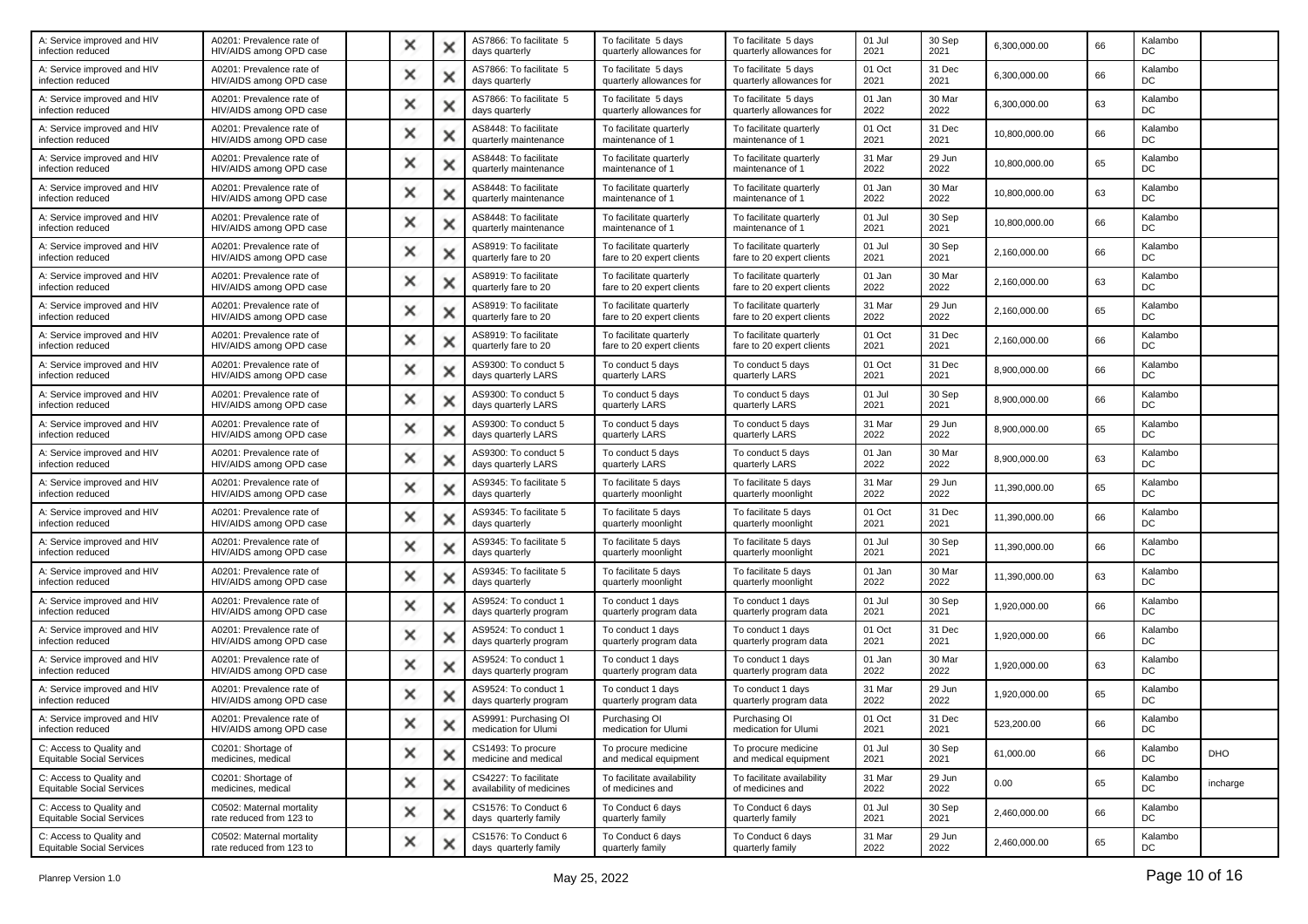| | | | | | | | | | | | | | |
|---|---|---|---|---|---|---|---|---|---|---|---|---|---|
| A: Service improved and HIV infection reduced | A0201: Prevalence rate of HIV/AIDS among OPD case | | ✕ | ✕ | AS7866: To facilitate 5 days quarterly | To facilitate 5 days quarterly allowances for | To facilitate 5 days quarterly allowances for | 01 Jul 2021 | 30 Sep 2021 | 6,300,000.00 | 66 | Kalambo DC | |
| A: Service improved and HIV infection reduced | A0201: Prevalence rate of HIV/AIDS among OPD case | | ✕ | ✕ | AS7866: To facilitate 5 days quarterly | To facilitate 5 days quarterly allowances for | To facilitate 5 days quarterly allowances for | 01 Oct 2021 | 31 Dec 2021 | 6,300,000.00 | 66 | Kalambo DC | |
| A: Service improved and HIV infection reduced | A0201: Prevalence rate of HIV/AIDS among OPD case | | ✕ | ✕ | AS7866: To facilitate 5 days quarterly | To facilitate 5 days quarterly allowances for | To facilitate 5 days quarterly allowances for | 01 Jan 2022 | 30 Mar 2022 | 6,300,000.00 | 63 | Kalambo DC | |
| A: Service improved and HIV infection reduced | A0201: Prevalence rate of HIV/AIDS among OPD case | | ✕ | ✕ | AS8448: To facilitate quarterly maintenance | To facilitate quarterly maintenance of 1 | To facilitate quarterly maintenance of 1 | 01 Oct 2021 | 31 Dec 2021 | 10,800,000.00 | 66 | Kalambo DC | |
| A: Service improved and HIV infection reduced | A0201: Prevalence rate of HIV/AIDS among OPD case | | ✕ | ✕ | AS8448: To facilitate quarterly maintenance | To facilitate quarterly maintenance of 1 | To facilitate quarterly maintenance of 1 | 31 Mar 2022 | 29 Jun 2022 | 10,800,000.00 | 65 | Kalambo DC | |
| A: Service improved and HIV infection reduced | A0201: Prevalence rate of HIV/AIDS among OPD case | | ✕ | ✕ | AS8448: To facilitate quarterly maintenance | To facilitate quarterly maintenance of 1 | To facilitate quarterly maintenance of 1 | 01 Jan 2022 | 30 Mar 2022 | 10,800,000.00 | 63 | Kalambo DC | |
| A: Service improved and HIV infection reduced | A0201: Prevalence rate of HIV/AIDS among OPD case | | ✕ | ✕ | AS8448: To facilitate quarterly maintenance | To facilitate quarterly maintenance of 1 | To facilitate quarterly maintenance of 1 | 01 Jul 2021 | 30 Sep 2021 | 10,800,000.00 | 66 | Kalambo DC | |
| A: Service improved and HIV infection reduced | A0201: Prevalence rate of HIV/AIDS among OPD case | | ✕ | ✕ | AS8919: To facilitate quarterly fare to 20 | To facilitate quarterly fare to 20 expert clients | To facilitate quarterly fare to 20 expert clients | 01 Jul 2021 | 30 Sep 2021 | 2,160,000.00 | 66 | Kalambo DC | |
| A: Service improved and HIV infection reduced | A0201: Prevalence rate of HIV/AIDS among OPD case | | ✕ | ✕ | AS8919: To facilitate quarterly fare to 20 | To facilitate quarterly fare to 20 expert clients | To facilitate quarterly fare to 20 expert clients | 01 Jan 2022 | 30 Mar 2022 | 2,160,000.00 | 63 | Kalambo DC | |
| A: Service improved and HIV infection reduced | A0201: Prevalence rate of HIV/AIDS among OPD case | | ✕ | ✕ | AS8919: To facilitate quarterly fare to 20 | To facilitate quarterly fare to 20 expert clients | To facilitate quarterly fare to 20 expert clients | 31 Mar 2022 | 29 Jun 2022 | 2,160,000.00 | 65 | Kalambo DC | |
| A: Service improved and HIV infection reduced | A0201: Prevalence rate of HIV/AIDS among OPD case | | ✕ | ✕ | AS8919: To facilitate quarterly fare to 20 | To facilitate quarterly fare to 20 expert clients | To facilitate quarterly fare to 20 expert clients | 01 Oct 2021 | 31 Dec 2021 | 2,160,000.00 | 66 | Kalambo DC | |
| A: Service improved and HIV infection reduced | A0201: Prevalence rate of HIV/AIDS among OPD case | | ✕ | ✕ | AS9300: To conduct 5 days quarterly LARS | To conduct 5 days quarterly LARS | To conduct 5 days quarterly LARS | 01 Oct 2021 | 31 Dec 2021 | 8,900,000.00 | 66 | Kalambo DC | |
| A: Service improved and HIV infection reduced | A0201: Prevalence rate of HIV/AIDS among OPD case | | ✕ | ✕ | AS9300: To conduct 5 days quarterly LARS | To conduct 5 days quarterly LARS | To conduct 5 days quarterly LARS | 01 Jul 2021 | 30 Sep 2021 | 8,900,000.00 | 66 | Kalambo DC | |
| A: Service improved and HIV infection reduced | A0201: Prevalence rate of HIV/AIDS among OPD case | | ✕ | ✕ | AS9300: To conduct 5 days quarterly LARS | To conduct 5 days quarterly LARS | To conduct 5 days quarterly LARS | 31 Mar 2022 | 29 Jun 2022 | 8,900,000.00 | 65 | Kalambo DC | |
| A: Service improved and HIV infection reduced | A0201: Prevalence rate of HIV/AIDS among OPD case | | ✕ | ✕ | AS9300: To conduct 5 days quarterly LARS | To conduct 5 days quarterly LARS | To conduct 5 days quarterly LARS | 01 Jan 2022 | 30 Mar 2022 | 8,900,000.00 | 63 | Kalambo DC | |
| A: Service improved and HIV infection reduced | A0201: Prevalence rate of HIV/AIDS among OPD case | | ✕ | ✕ | AS9345: To facilitate 5 days quarterly | To facilitate 5 days quarterly moonlight | To facilitate 5 days quarterly moonlight | 31 Mar 2022 | 29 Jun 2022 | 11,390,000.00 | 65 | Kalambo DC | |
| A: Service improved and HIV infection reduced | A0201: Prevalence rate of HIV/AIDS among OPD case | | ✕ | ✕ | AS9345: To facilitate 5 days quarterly | To facilitate 5 days quarterly moonlight | To facilitate 5 days quarterly moonlight | 01 Oct 2021 | 31 Dec 2021 | 11,390,000.00 | 66 | Kalambo DC | |
| A: Service improved and HIV infection reduced | A0201: Prevalence rate of HIV/AIDS among OPD case | | ✕ | ✕ | AS9345: To facilitate 5 days quarterly | To facilitate 5 days quarterly moonlight | To facilitate 5 days quarterly moonlight | 01 Jul 2021 | 30 Sep 2021 | 11,390,000.00 | 66 | Kalambo DC | |
| A: Service improved and HIV infection reduced | A0201: Prevalence rate of HIV/AIDS among OPD case | | ✕ | ✕ | AS9345: To facilitate 5 days quarterly | To facilitate 5 days quarterly moonlight | To facilitate 5 days quarterly moonlight | 01 Jan 2022 | 30 Mar 2022 | 11,390,000.00 | 63 | Kalambo DC | |
| A: Service improved and HIV infection reduced | A0201: Prevalence rate of HIV/AIDS among OPD case | | ✕ | ✕ | AS9524: To conduct 1 days quarterly program | To conduct 1 days quarterly program data | To conduct 1 days quarterly program data | 01 Jul 2021 | 30 Sep 2021 | 1,920,000.00 | 66 | Kalambo DC | |
| A: Service improved and HIV infection reduced | A0201: Prevalence rate of HIV/AIDS among OPD case | | ✕ | ✕ | AS9524: To conduct 1 days quarterly program | To conduct 1 days quarterly program data | To conduct 1 days quarterly program data | 01 Oct 2021 | 31 Dec 2021 | 1,920,000.00 | 66 | Kalambo DC | |
| A: Service improved and HIV infection reduced | A0201: Prevalence rate of HIV/AIDS among OPD case | | ✕ | ✕ | AS9524: To conduct 1 days quarterly program | To conduct 1 days quarterly program data | To conduct 1 days quarterly program data | 01 Jan 2022 | 30 Mar 2022 | 1,920,000.00 | 63 | Kalambo DC | |
| A: Service improved and HIV infection reduced | A0201: Prevalence rate of HIV/AIDS among OPD case | | ✕ | ✕ | AS9524: To conduct 1 days quarterly program | To conduct 1 days quarterly program data | To conduct 1 days quarterly program data | 31 Mar 2022 | 29 Jun 2022 | 1,920,000.00 | 65 | Kalambo DC | |
| A: Service improved and HIV infection reduced | A0201: Prevalence rate of HIV/AIDS among OPD case | | ✕ | ✕ | AS9991: Purchasing OI medication for Ulumi | Purchasing OI medication for Ulumi | Purchasing OI medication for Ulumi | 01 Oct 2021 | 31 Dec 2021 | 523,200.00 | 66 | Kalambo DC | |
| C: Access to Quality and Equitable Social Services | C0201: Shortage of medicines, medical | | ✕ | ✕ | CS1493: To procure medicine and medical | To procure medicine and medical equipment | To procure medicine and medical equipment | 01 Jul 2021 | 30 Sep 2021 | 61,000.00 | 66 | Kalambo DC | DHO |
| C: Access to Quality and Equitable Social Services | C0201: Shortage of medicines, medical | | ✕ | ✕ | CS4227: To facilitate availability of medicines | To facilitate availability of medicines and | To facilitate availability of medicines and | 31 Mar 2022 | 29 Jun 2022 | 0.00 | 65 | Kalambo DC | incharge |
| C: Access to Quality and Equitable Social Services | C0502: Maternal mortality rate reduced from 123 to | | ✕ | ✕ | CS1576: To Conduct 6 days quarterly family | To Conduct 6 days quarterly family | To Conduct 6 days quarterly family | 01 Jul 2021 | 30 Sep 2021 | 2,460,000.00 | 66 | Kalambo DC | |
| C: Access to Quality and Equitable Social Services | C0502: Maternal mortality rate reduced from 123 to | | ✕ | ✕ | CS1576: To Conduct 6 days quarterly family | To Conduct 6 days quarterly family | To Conduct 6 days quarterly family | 31 Mar 2022 | 29 Jun 2022 | 2,460,000.00 | 65 | Kalambo DC | |

Planrep Version 1.0 May 25, 2022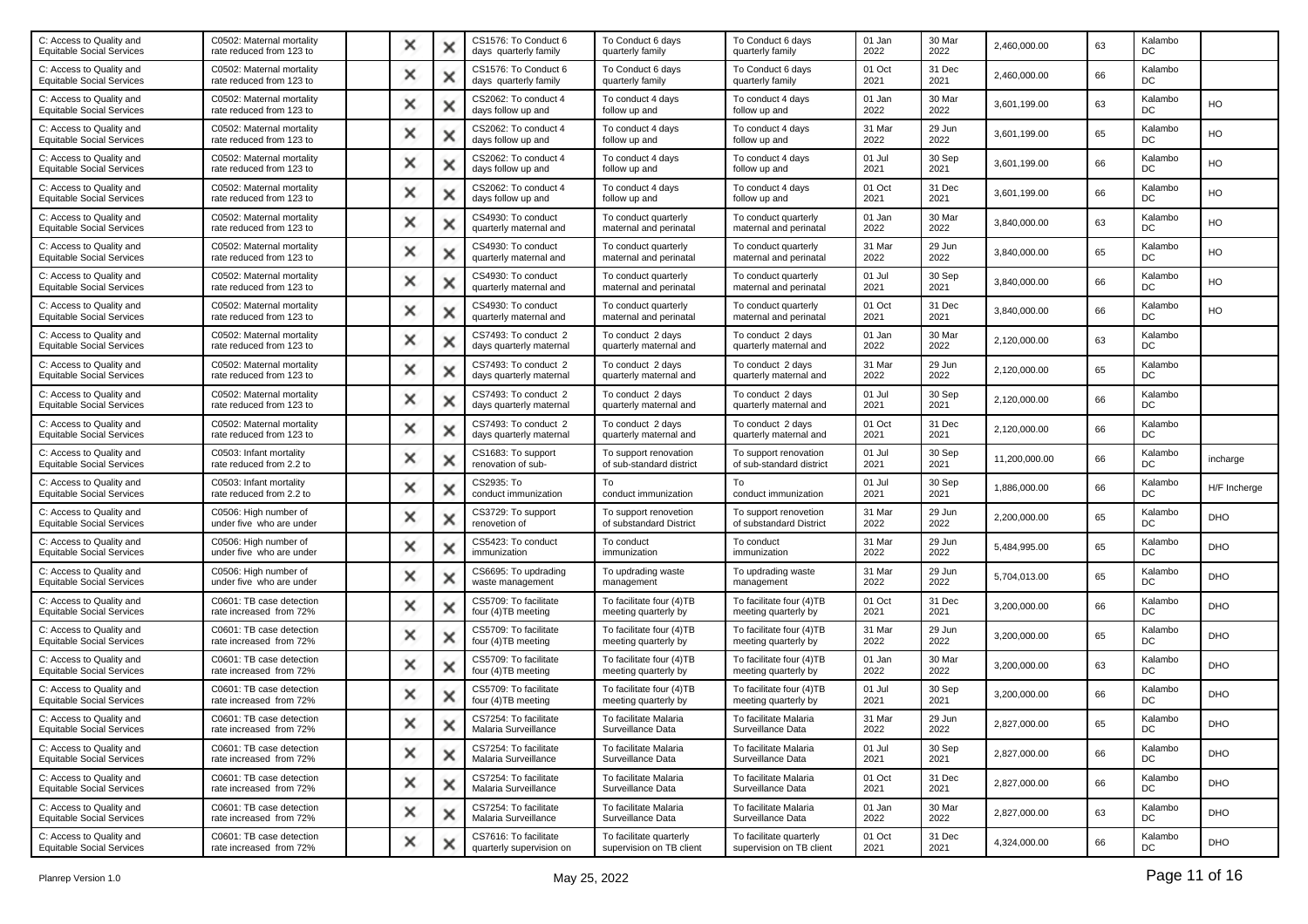| | | | | | | | | | | | | | |
|---|---|---|---|---|---|---|---|---|---|---|---|---|---|
| C: Access to Quality and Equitable Social Services | C0502: Maternal mortality rate reduced from 123 to | | ✕ | ✕ | CS1576: To Conduct 6 days quarterly family | To Conduct 6 days quarterly family | To Conduct 6 days quarterly family | 01 Jan 2022 | 30 Mar 2022 | 2,460,000.00 | 63 | Kalambo DC | |
| C: Access to Quality and Equitable Social Services | C0502: Maternal mortality rate reduced from 123 to | | ✕ | ✕ | CS1576: To Conduct 6 days quarterly family | To Conduct 6 days quarterly family | To Conduct 6 days quarterly family | 01 Oct 2021 | 31 Dec 2021 | 2,460,000.00 | 66 | Kalambo DC | |
| C: Access to Quality and Equitable Social Services | C0502: Maternal mortality rate reduced from 123 to | | ✕ | ✕ | CS2062: To conduct 4 days follow up and | To conduct 4 days follow up and | To conduct 4 days follow up and | 01 Jan 2022 | 30 Mar 2022 | 3,601,199.00 | 63 | Kalambo DC | HO |
| C: Access to Quality and Equitable Social Services | C0502: Maternal mortality rate reduced from 123 to | | ✕ | ✕ | CS2062: To conduct 4 days follow up and | To conduct 4 days follow up and | To conduct 4 days follow up and | 31 Mar 2022 | 29 Jun 2022 | 3,601,199.00 | 65 | Kalambo DC | HO |
| C: Access to Quality and Equitable Social Services | C0502: Maternal mortality rate reduced from 123 to | | ✕ | ✕ | CS2062: To conduct 4 days follow up and | To conduct 4 days follow up and | To conduct 4 days follow up and | 01 Jul 2021 | 30 Sep 2021 | 3,601,199.00 | 66 | Kalambo DC | HO |
| C: Access to Quality and Equitable Social Services | C0502: Maternal mortality rate reduced from 123 to | | ✕ | ✕ | CS2062: To conduct 4 days follow up and | To conduct 4 days follow up and | To conduct 4 days follow up and | 01 Oct 2021 | 31 Dec 2021 | 3,601,199.00 | 66 | Kalambo DC | HO |
| C: Access to Quality and Equitable Social Services | C0502: Maternal mortality rate reduced from 123 to | | ✕ | ✕ | CS4930: To conduct quarterly maternal and | To conduct quarterly maternal and perinatal | To conduct quarterly maternal and perinatal | 01 Jan 2022 | 30 Mar 2022 | 3,840,000.00 | 63 | Kalambo DC | HO |
| C: Access to Quality and Equitable Social Services | C0502: Maternal mortality rate reduced from 123 to | | ✕ | ✕ | CS4930: To conduct quarterly maternal and | To conduct quarterly maternal and perinatal | To conduct quarterly maternal and perinatal | 31 Mar 2022 | 29 Jun 2022 | 3,840,000.00 | 65 | Kalambo DC | HO |
| C: Access to Quality and Equitable Social Services | C0502: Maternal mortality rate reduced from 123 to | | ✕ | ✕ | CS4930: To conduct quarterly maternal and | To conduct quarterly maternal and perinatal | To conduct quarterly maternal and perinatal | 01 Jul 2021 | 30 Sep 2021 | 3,840,000.00 | 66 | Kalambo DC | HO |
| C: Access to Quality and Equitable Social Services | C0502: Maternal mortality rate reduced from 123 to | | ✕ | ✕ | CS4930: To conduct quarterly maternal and | To conduct quarterly maternal and perinatal | To conduct quarterly maternal and perinatal | 01 Oct 2021 | 31 Dec 2021 | 3,840,000.00 | 66 | Kalambo DC | HO |
| C: Access to Quality and Equitable Social Services | C0502: Maternal mortality rate reduced from 123 to | | ✕ | ✕ | CS7493: To conduct 2 days quarterly maternal | To conduct 2 days quarterly maternal and | To conduct 2 days quarterly maternal and | 01 Jan 2022 | 30 Mar 2022 | 2,120,000.00 | 63 | Kalambo DC | |
| C: Access to Quality and Equitable Social Services | C0502: Maternal mortality rate reduced from 123 to | | ✕ | ✕ | CS7493: To conduct 2 days quarterly maternal | To conduct 2 days quarterly maternal and | To conduct 2 days quarterly maternal and | 31 Mar 2022 | 29 Jun 2022 | 2,120,000.00 | 65 | Kalambo DC | |
| C: Access to Quality and Equitable Social Services | C0502: Maternal mortality rate reduced from 123 to | | ✕ | ✕ | CS7493: To conduct 2 days quarterly maternal | To conduct 2 days quarterly maternal and | To conduct 2 days quarterly maternal and | 01 Jul 2021 | 30 Sep 2021 | 2,120,000.00 | 66 | Kalambo DC | |
| C: Access to Quality and Equitable Social Services | C0502: Maternal mortality rate reduced from 123 to | | ✕ | ✕ | CS7493: To conduct 2 days quarterly maternal | To conduct 2 days quarterly maternal and | To conduct 2 days quarterly maternal and | 01 Oct 2021 | 31 Dec 2021 | 2,120,000.00 | 66 | Kalambo DC | |
| C: Access to Quality and Equitable Social Services | C0503: Infant mortality rate reduced from 2.2 to | | ✕ | ✕ | CS1683: To support renovation of sub- | To support renovation of sub-standard district | To support renovation of sub-standard district | 01 Jul 2021 | 30 Sep 2021 | 11,200,000.00 | 66 | Kalambo DC | incharge |
| C: Access to Quality and Equitable Social Services | C0503: Infant mortality rate reduced from 2.2 to | | ✕ | ✕ | CS2935: To conduct immunization | To conduct immunization | To conduct immunization | 01 Jul 2021 | 30 Sep 2021 | 1,886,000.00 | 66 | Kalambo DC | H/F Incherge |
| C: Access to Quality and Equitable Social Services | C0506: High number of under five who are under | | ✕ | ✕ | CS3729: To support renovetion of | To support renovetion of substandard District | To support renovetion of substandard District | 31 Mar 2022 | 29 Jun 2022 | 2,200,000.00 | 65 | Kalambo DC | DHO |
| C: Access to Quality and Equitable Social Services | C0506: High number of under five who are under | | ✕ | ✕ | CS5423: To conduct immunization | To conduct immunization | To conduct immunization | 31 Mar 2022 | 29 Jun 2022 | 5,484,995.00 | 65 | Kalambo DC | DHO |
| C: Access to Quality and Equitable Social Services | C0506: High number of under five who are under | | ✕ | ✕ | CS6695: To updrading waste management | To updrading waste management | To updrading waste management | 31 Mar 2022 | 29 Jun 2022 | 5,704,013.00 | 65 | Kalambo DC | DHO |
| C: Access to Quality and Equitable Social Services | C0601: TB case detection rate increased from 72% | | ✕ | ✕ | CS5709: To facilitate four (4)TB meeting | To facilitate four (4)TB meeting quarterly by | To facilitate four (4)TB meeting quarterly by | 01 Oct 2021 | 31 Dec 2021 | 3,200,000.00 | 66 | Kalambo DC | DHO |
| C: Access to Quality and Equitable Social Services | C0601: TB case detection rate increased from 72% | | ✕ | ✕ | CS5709: To facilitate four (4)TB meeting | To facilitate four (4)TB meeting quarterly by | To facilitate four (4)TB meeting quarterly by | 31 Mar 2022 | 29 Jun 2022 | 3,200,000.00 | 65 | Kalambo DC | DHO |
| C: Access to Quality and Equitable Social Services | C0601: TB case detection rate increased from 72% | | ✕ | ✕ | CS5709: To facilitate four (4)TB meeting | To facilitate four (4)TB meeting quarterly by | To facilitate four (4)TB meeting quarterly by | 01 Jan 2022 | 30 Mar 2022 | 3,200,000.00 | 63 | Kalambo DC | DHO |
| C: Access to Quality and Equitable Social Services | C0601: TB case detection rate increased from 72% | | ✕ | ✕ | CS5709: To facilitate four (4)TB meeting | To facilitate four (4)TB meeting quarterly by | To facilitate four (4)TB meeting quarterly by | 01 Jul 2021 | 30 Sep 2021 | 3,200,000.00 | 66 | Kalambo DC | DHO |
| C: Access to Quality and Equitable Social Services | C0601: TB case detection rate increased from 72% | | ✕ | ✕ | CS7254: To facilitate Malaria Surveillance | To facilitate Malaria Surveillance Data | To facilitate Malaria Surveillance Data | 31 Mar 2022 | 29 Jun 2022 | 2,827,000.00 | 65 | Kalambo DC | DHO |
| C: Access to Quality and Equitable Social Services | C0601: TB case detection rate increased from 72% | | ✕ | ✕ | CS7254: To facilitate Malaria Surveillance | To facilitate Malaria Surveillance Data | To facilitate Malaria Surveillance Data | 01 Jul 2021 | 30 Sep 2021 | 2,827,000.00 | 66 | Kalambo DC | DHO |
| C: Access to Quality and Equitable Social Services | C0601: TB case detection rate increased from 72% | | ✕ | ✕ | CS7254: To facilitate Malaria Surveillance | To facilitate Malaria Surveillance Data | To facilitate Malaria Surveillance Data | 01 Oct 2021 | 31 Dec 2021 | 2,827,000.00 | 66 | Kalambo DC | DHO |
| C: Access to Quality and Equitable Social Services | C0601: TB case detection rate increased from 72% | | ✕ | ✕ | CS7254: To facilitate Malaria Surveillance | To facilitate Malaria Surveillance Data | To facilitate Malaria Surveillance Data | 01 Jan 2022 | 30 Mar 2022 | 2,827,000.00 | 63 | Kalambo DC | DHO |
| C: Access to Quality and Equitable Social Services | C0601: TB case detection rate increased from 72% | | ✕ | ✕ | CS7616: To facilitate quarterly supervision on | To facilitate quarterly supervision on TB client | To facilitate quarterly supervision on TB client | 01 Oct 2021 | 31 Dec 2021 | 4,324,000.00 | 66 | Kalambo DC | DHO |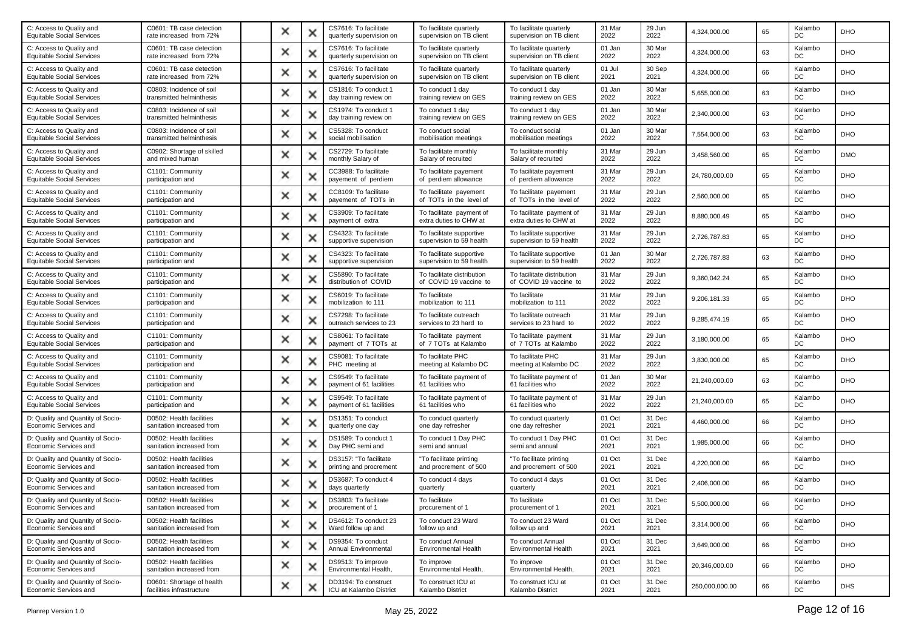| | | | | | | | | | | | | | |
|---|---|---|---|---|---|---|---|---|---|---|---|---|---|
| C: Access to Quality and Equitable Social Services | C0601: TB case detection rate increased from 72% | | ✕ | ✕ | CS7616: To facilitate quarterly supervision on | To facilitate quarterly supervision on TB client | To facilitate quarterly supervision on TB client | 31 Mar 2022 | 29 Jun 2022 | 4,324,000.00 | 65 | Kalambo DC | DHO |
| C: Access to Quality and Equitable Social Services | C0601: TB case detection rate increased from 72% | | ✕ | ✕ | CS7616: To facilitate quarterly supervision on | To facilitate quarterly supervision on TB client | To facilitate quarterly supervision on TB client | 01 Jan 2022 | 30 Mar 2022 | 4,324,000.00 | 63 | Kalambo DC | DHO |
| C: Access to Quality and Equitable Social Services | C0601: TB case detection rate increased from 72% | | ✕ | ✕ | CS7616: To facilitate quarterly supervision on | To facilitate quarterly supervision on TB client | To facilitate quarterly supervision on TB client | 01 Jul 2021 | 30 Sep 2021 | 4,324,000.00 | 66 | Kalambo DC | DHO |
| C: Access to Quality and Equitable Social Services | C0803: Incidence of soil transmitted helminthesis | | ✕ | ✕ | CS1816: To conduct 1 day training review on | To conduct 1 day training review on GES | To conduct 1 day training review on GES | 01 Jan 2022 | 30 Mar 2022 | 5,655,000.00 | 63 | Kalambo DC | DHO |
| C: Access to Quality and Equitable Social Services | C0803: Incidence of soil transmitted helminthesis | | ✕ | ✕ | CS1974: To conduct 1 day training review on | To conduct 1 day training review on GES | To conduct 1 day training review on GES | 01 Jan 2022 | 30 Mar 2022 | 2,340,000.00 | 63 | Kalambo DC | DHO |
| C: Access to Quality and Equitable Social Services | C0803: Incidence of soil transmitted helminthesis | | ✕ | ✕ | CS5328: To conduct social mobilisation | To conduct social mobilisation meetings | To conduct social mobilisation meetings | 01 Jan 2022 | 30 Mar 2022 | 7,554,000.00 | 63 | Kalambo DC | DHO |
| C: Access to Quality and Equitable Social Services | C0902: Shortage of skilled and mixed human | | ✕ | ✕ | CS2729: To facilitate monthly Salary of | To facilitate monthly Salary of recruited | To facilitate monthly Salary of recruited | 31 Mar 2022 | 29 Jun 2022 | 3,458,560.00 | 65 | Kalambo DC | DMO |
| C: Access to Quality and Equitable Social Services | C1101: Community participation and | | ✕ | ✕ | CC3988: To facilitate payement of perdiem | To facilitate payement of perdiem allowance | To facilitate payement of perdiem allowance | 31 Mar 2022 | 29 Jun 2022 | 24,780,000.00 | 65 | Kalambo DC | DHO |
| C: Access to Quality and Equitable Social Services | C1101: Community participation and | | ✕ | ✕ | CC8109: To facilitate payement of TOTs in | To facilitate payement of TOTs in the level of | To facilitate payement of TOTs in the level of | 31 Mar 2022 | 29 Jun 2022 | 2,560,000.00 | 65 | Kalambo DC | DHO |
| C: Access to Quality and Equitable Social Services | C1101: Community participation and | | ✕ | ✕ | CS3909: To facilitate payment of extra | To facilitate payment of extra duties to CHW at | To facilitate payment of extra duties to CHW at | 31 Mar 2022 | 29 Jun 2022 | 8,880,000.49 | 65 | Kalambo DC | DHO |
| C: Access to Quality and Equitable Social Services | C1101: Community participation and | | ✕ | ✕ | CS4323: To facilitate supportive supervision | To facilitate supportive supervision to 59 health | To facilitate supportive supervision to 59 health | 31 Mar 2022 | 29 Jun 2022 | 2,726,787.83 | 65 | Kalambo DC | DHO |
| C: Access to Quality and Equitable Social Services | C1101: Community participation and | | ✕ | ✕ | CS4323: To facilitate supportive supervision | To facilitate supportive supervision to 59 health | To facilitate supportive supervision to 59 health | 01 Jan 2022 | 30 Mar 2022 | 2,726,787.83 | 63 | Kalambo DC | DHO |
| C: Access to Quality and Equitable Social Services | C1101: Community participation and | | ✕ | ✕ | CS5890: To facilitate distribution of COVID | To facilitate distribution of COVID 19 vaccine to | To facilitate distribution of COVID 19 vaccine to | 31 Mar 2022 | 29 Jun 2022 | 9,360,042.24 | 65 | Kalambo DC | DHO |
| C: Access to Quality and Equitable Social Services | C1101: Community participation and | | ✕ | ✕ | CS6019: To facilitate mobilization to 111 | To facilitate mobilization to 111 | To facilitate mobilization to 111 | 31 Mar 2022 | 29 Jun 2022 | 9,206,181.33 | 65 | Kalambo DC | DHO |
| C: Access to Quality and Equitable Social Services | C1101: Community participation and | | ✕ | ✕ | CS7298: To facilitate outreach services to 23 | To facilitate outreach services to 23 hard to | To facilitate outreach services to 23 hard to | 31 Mar 2022 | 29 Jun 2022 | 9,285,474.19 | 65 | Kalambo DC | DHO |
| C: Access to Quality and Equitable Social Services | C1101: Community participation and | | ✕ | ✕ | CS8061: To facilitate payment of 7 TOTs at | To facilitate payment of 7 TOTs at Kalambo | To facilitate payment of 7 TOTs at Kalambo | 31 Mar 2022 | 29 Jun 2022 | 3,180,000.00 | 65 | Kalambo DC | DHO |
| C: Access to Quality and Equitable Social Services | C1101: Community participation and | | ✕ | ✕ | CS9081: To facilitate PHC meeting at | To facilitate PHC meeting at Kalambo DC | To facilitate PHC meeting at Kalambo DC | 31 Mar 2022 | 29 Jun 2022 | 3,830,000.00 | 65 | Kalambo DC | DHO |
| C: Access to Quality and Equitable Social Services | C1101: Community participation and | | ✕ | ✕ | CS9549: To facilitate payment of 61 facilities | To facilitate payment of 61 facilities who | To facilitate payment of 61 facilities who | 01 Jan 2022 | 30 Mar 2022 | 21,240,000.00 | 63 | Kalambo DC | DHO |
| C: Access to Quality and Equitable Social Services | C1101: Community participation and | | ✕ | ✕ | CS9549: To facilitate payment of 61 facilities | To facilitate payment of 61 facilities who | To facilitate payment of 61 facilities who | 31 Mar 2022 | 29 Jun 2022 | 21,240,000.00 | 65 | Kalambo DC | DHO |
| D: Quality and Quantity of Socio-Economic Services and | D0502: Health facilities sanitation increased from | | ✕ | ✕ | DS1351: To conduct quarterly one day | To conduct quarterly one day refresher | To conduct quarterly one day refresher | 01 Oct 2021 | 31 Dec 2021 | 4,460,000.00 | 66 | Kalambo DC | DHO |
| D: Quality and Quantity of Socio-Economic Services and | D0502: Health facilities sanitation increased from | | ✕ | ✕ | DS1589: To conduct 1 Day PHC semi and | To conduct 1 Day PHC semi and annual | To conduct 1 Day PHC semi and annual | 01 Oct 2021 | 31 Dec 2021 | 1,985,000.00 | 66 | Kalambo DC | DHO |
| D: Quality and Quantity of Socio-Economic Services and | D0502: Health facilities sanitation increased from | | ✕ | ✕ | DS3157: "To facilitate printing and procrement | "To facilitate printing and procrement of 500 | "To facilitate printing and procrement of 500 | 01 Oct 2021 | 31 Dec 2021 | 4,220,000.00 | 66 | Kalambo DC | DHO |
| D: Quality and Quantity of Socio-Economic Services and | D0502: Health facilities sanitation increased from | | ✕ | ✕ | DS3687: To conduct 4 days quarterly | To conduct 4 days quarterly | To conduct 4 days quarterly | 01 Oct 2021 | 31 Dec 2021 | 2,406,000.00 | 66 | Kalambo DC | DHO |
| D: Quality and Quantity of Socio-Economic Services and | D0502: Health facilities sanitation increased from | | ✕ | ✕ | DS3803: To facilitate procurement of 1 | To facilitate procurement of 1 | To facilitate procurement of 1 | 01 Oct 2021 | 31 Dec 2021 | 5,500,000.00 | 66 | Kalambo DC | DHO |
| D: Quality and Quantity of Socio-Economic Services and | D0502: Health facilities sanitation increased from | | ✕ | ✕ | DS4612: To conduct 23 Ward follow up and | To conduct 23 Ward follow up and | To conduct 23 Ward follow up and | 01 Oct 2021 | 31 Dec 2021 | 3,314,000.00 | 66 | Kalambo DC | DHO |
| D: Quality and Quantity of Socio-Economic Services and | D0502: Health facilities sanitation increased from | | ✕ | ✕ | DS9354: To conduct Annual Environmental | To conduct Annual Environmental Health | To conduct Annual Environmental Health | 01 Oct 2021 | 31 Dec 2021 | 3,649,000.00 | 66 | Kalambo DC | DHO |
| D: Quality and Quantity of Socio-Economic Services and | D0502: Health facilities sanitation increased from | | ✕ | ✕ | DS9513: To improve Environmental Health, | To improve Environmental Health, | To improve Environmental Health, | 01 Oct 2021 | 31 Dec 2021 | 20,346,000.00 | 66 | Kalambo DC | DHO |
| D: Quality and Quantity of Socio-Economic Services and | D0601: Shortage of health facilities infrastructure | | ✕ | ✕ | DD3194: To construct ICU at Kalambo District | To construct ICU at Kalambo District | To construct ICU at Kalambo District | 01 Oct 2021 | 31 Dec 2021 | 250,000,000.00 | 66 | Kalambo DC | DHS |

Planrep Version 1.0 May 25, 2022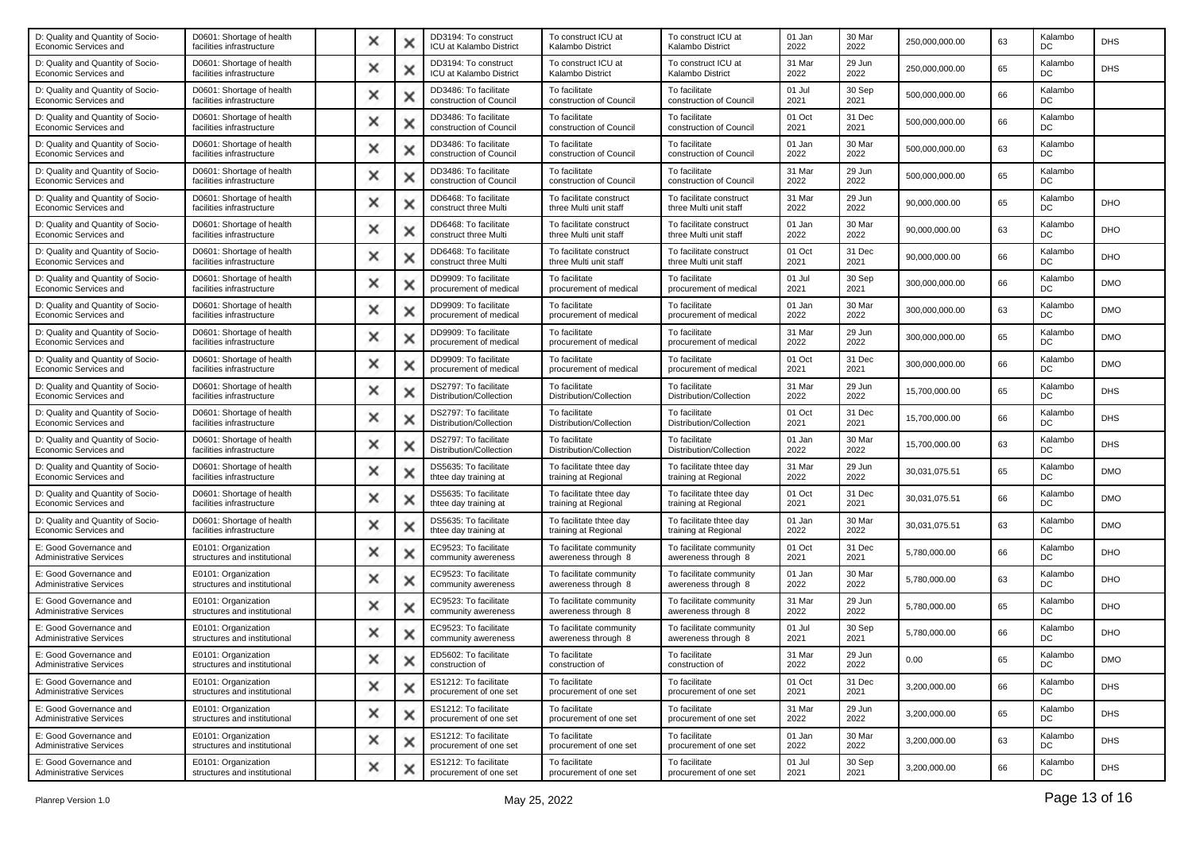| | | | | | | | | | | | | | |
|---|---|---|---|---|---|---|---|---|---|---|---|---|---|
| D: Quality and Quantity of Socio-Economic Services and | D0601: Shortage of health facilities infrastructure | | ✕ | ✕ | DD3194: To construct ICU at Kalambo District | To construct ICU at Kalambo District | To construct ICU at Kalambo District | 01 Jan 2022 | 30 Mar 2022 | 250,000,000.00 | 63 | Kalambo DC | DHS |
| D: Quality and Quantity of Socio-Economic Services and | D0601: Shortage of health facilities infrastructure | | ✕ | ✕ | DD3194: To construct ICU at Kalambo District | To construct ICU at Kalambo District | To construct ICU at Kalambo District | 31 Mar 2022 | 29 Jun 2022 | 250,000,000.00 | 65 | Kalambo DC | DHS |
| D: Quality and Quantity of Socio-Economic Services and | D0601: Shortage of health facilities infrastructure | | ✕ | ✕ | DD3486: To facilitate construction of Council | To facilitate construction of Council | To facilitate construction of Council | 01 Jul 2021 | 30 Sep 2021 | 500,000,000.00 | 66 | Kalambo DC | |
| D: Quality and Quantity of Socio-Economic Services and | D0601: Shortage of health facilities infrastructure | | ✕ | ✕ | DD3486: To facilitate construction of Council | To facilitate construction of Council | To facilitate construction of Council | 01 Oct 2021 | 31 Dec 2021 | 500,000,000.00 | 66 | Kalambo DC | |
| D: Quality and Quantity of Socio-Economic Services and | D0601: Shortage of health facilities infrastructure | | ✕ | ✕ | DD3486: To facilitate construction of Council | To facilitate construction of Council | To facilitate construction of Council | 01 Jan 2022 | 30 Mar 2022 | 500,000,000.00 | 63 | Kalambo DC | |
| D: Quality and Quantity of Socio-Economic Services and | D0601: Shortage of health facilities infrastructure | | ✕ | ✕ | DD3486: To facilitate construction of Council | To facilitate construction of Council | To facilitate construction of Council | 31 Mar 2022 | 29 Jun 2022 | 500,000,000.00 | 65 | Kalambo DC | |
| D: Quality and Quantity of Socio-Economic Services and | D0601: Shortage of health facilities infrastructure | | ✕ | ✕ | DD6468: To facilitate construct three Multi | To facilitate construct three Multi unit staff | To facilitate construct three Multi unit staff | 31 Mar 2022 | 29 Jun 2022 | 90,000,000.00 | 65 | Kalambo DC | DHO |
| D: Quality and Quantity of Socio-Economic Services and | D0601: Shortage of health facilities infrastructure | | ✕ | ✕ | DD6468: To facilitate construct three Multi | To facilitate construct three Multi unit staff | To facilitate construct three Multi unit staff | 01 Jan 2022 | 30 Mar 2022 | 90,000,000.00 | 63 | Kalambo DC | DHO |
| D: Quality and Quantity of Socio-Economic Services and | D0601: Shortage of health facilities infrastructure | | ✕ | ✕ | DD6468: To facilitate construct three Multi | To facilitate construct three Multi unit staff | To facilitate construct three Multi unit staff | 01 Oct 2021 | 31 Dec 2021 | 90,000,000.00 | 66 | Kalambo DC | DHO |
| D: Quality and Quantity of Socio-Economic Services and | D0601: Shortage of health facilities infrastructure | | ✕ | ✕ | DD9909: To facilitate procurement of medical | To facilitate procurement of medical | To facilitate procurement of medical | 01 Jul 2021 | 30 Sep 2021 | 300,000,000.00 | 66 | Kalambo DC | DMO |
| D: Quality and Quantity of Socio-Economic Services and | D0601: Shortage of health facilities infrastructure | | ✕ | ✕ | DD9909: To facilitate procurement of medical | To facilitate procurement of medical | To facilitate procurement of medical | 01 Jan 2022 | 30 Mar 2022 | 300,000,000.00 | 63 | Kalambo DC | DMO |
| D: Quality and Quantity of Socio-Economic Services and | D0601: Shortage of health facilities infrastructure | | ✕ | ✕ | DD9909: To facilitate procurement of medical | To facilitate procurement of medical | To facilitate procurement of medical | 31 Mar 2022 | 29 Jun 2022 | 300,000,000.00 | 65 | Kalambo DC | DMO |
| D: Quality and Quantity of Socio-Economic Services and | D0601: Shortage of health facilities infrastructure | | ✕ | ✕ | DD9909: To facilitate procurement of medical | To facilitate procurement of medical | To facilitate procurement of medical | 01 Oct 2021 | 31 Dec 2021 | 300,000,000.00 | 66 | Kalambo DC | DMO |
| D: Quality and Quantity of Socio-Economic Services and | D0601: Shortage of health facilities infrastructure | | ✕ | ✕ | DS2797: To facilitate Distribution/Collection | To facilitate Distribution/Collection | To facilitate Distribution/Collection | 31 Mar 2022 | 29 Jun 2022 | 15,700,000.00 | 65 | Kalambo DC | DHS |
| D: Quality and Quantity of Socio-Economic Services and | D0601: Shortage of health facilities infrastructure | | ✕ | ✕ | DS2797: To facilitate Distribution/Collection | To facilitate Distribution/Collection | To facilitate Distribution/Collection | 01 Oct 2021 | 31 Dec 2021 | 15,700,000.00 | 66 | Kalambo DC | DHS |
| D: Quality and Quantity of Socio-Economic Services and | D0601: Shortage of health facilities infrastructure | | ✕ | ✕ | DS2797: To facilitate Distribution/Collection | To facilitate Distribution/Collection | To facilitate Distribution/Collection | 01 Jan 2022 | 30 Mar 2022 | 15,700,000.00 | 63 | Kalambo DC | DHS |
| D: Quality and Quantity of Socio-Economic Services and | D0601: Shortage of health facilities infrastructure | | ✕ | ✕ | DS5635: To facilitate sthee day training at | To facilitate sthee day training at Regional | To facilitate sthee day training at Regional | 31 Mar 2022 | 29 Jun 2022 | 30,031,075.51 | 65 | Kalambo DC | DMO |
| D: Quality and Quantity of Socio-Economic Services and | D0601: Shortage of health facilities infrastructure | | ✕ | ✕ | DS5635: To facilitate sthee day training at | To facilitate sthee day training at Regional | To facilitate sthee day training at Regional | 01 Oct 2021 | 31 Dec 2021 | 30,031,075.51 | 66 | Kalambo DC | DMO |
| D: Quality and Quantity of Socio-Economic Services and | D0601: Shortage of health facilities infrastructure | | ✕ | ✕ | DS5635: To facilitate sthee day training at | To facilitate sthee day training at Regional | To facilitate sthee day training at Regional | 01 Jan 2022 | 30 Mar 2022 | 30,031,075.51 | 63 | Kalambo DC | DMO |
| E: Good Governance and Administrative Services | E0101: Organization structures and institutional | | ✕ | ✕ | EC9523: To facilitate community awereness | To facilitate community awereness through 8 | To facilitate community awereness through 8 | 01 Oct 2021 | 31 Dec 2021 | 5,780,000.00 | 66 | Kalambo DC | DHO |
| E: Good Governance and Administrative Services | E0101: Organization structures and institutional | | ✕ | ✕ | EC9523: To facilitate community awereness | To facilitate community awereness through 8 | To facilitate community awereness through 8 | 01 Jan 2022 | 30 Mar 2022 | 5,780,000.00 | 63 | Kalambo DC | DHO |
| E: Good Governance and Administrative Services | E0101: Organization structures and institutional | | ✕ | ✕ | EC9523: To facilitate community awereness | To facilitate community awereness through 8 | To facilitate community awereness through 8 | 31 Mar 2022 | 29 Jun 2022 | 5,780,000.00 | 65 | Kalambo DC | DHO |
| E: Good Governance and Administrative Services | E0101: Organization structures and institutional | | ✕ | ✕ | EC9523: To facilitate community awereness | To facilitate community awereness through 8 | To facilitate community awereness through 8 | 01 Jul 2021 | 30 Sep 2021 | 5,780,000.00 | 66 | Kalambo DC | DHO |
| E: Good Governance and Administrative Services | E0101: Organization structures and institutional | | ✕ | ✕ | ED5602: To facilitate construction of | To facilitate construction of | To facilitate construction of | 31 Mar 2022 | 29 Jun 2022 | 0.00 | 65 | Kalambo DC | DMO |
| E: Good Governance and Administrative Services | E0101: Organization structures and institutional | | ✕ | ✕ | ES1212: To facilitate procurement of one set | To facilitate procurement of one set | To facilitate procurement of one set | 01 Oct 2021 | 31 Dec 2021 | 3,200,000.00 | 66 | Kalambo DC | DHS |
| E: Good Governance and Administrative Services | E0101: Organization structures and institutional | | ✕ | ✕ | ES1212: To facilitate procurement of one set | To facilitate procurement of one set | To facilitate procurement of one set | 31 Mar 2022 | 29 Jun 2022 | 3,200,000.00 | 65 | Kalambo DC | DHS |
| E: Good Governance and Administrative Services | E0101: Organization structures and institutional | | ✕ | ✕ | ES1212: To facilitate procurement of one set | To facilitate procurement of one set | To facilitate procurement of one set | 01 Jan 2022 | 30 Mar 2022 | 3,200,000.00 | 63 | Kalambo DC | DHS |
| E: Good Governance and Administrative Services | E0101: Organization structures and institutional | | ✕ | ✕ | ES1212: To facilitate procurement of one set | To facilitate procurement of one set | To facilitate procurement of one set | 01 Jul 2021 | 30 Sep 2021 | 3,200,000.00 | 66 | Kalambo DC | DHS |

Planrep Version 1.0 May 25, 2022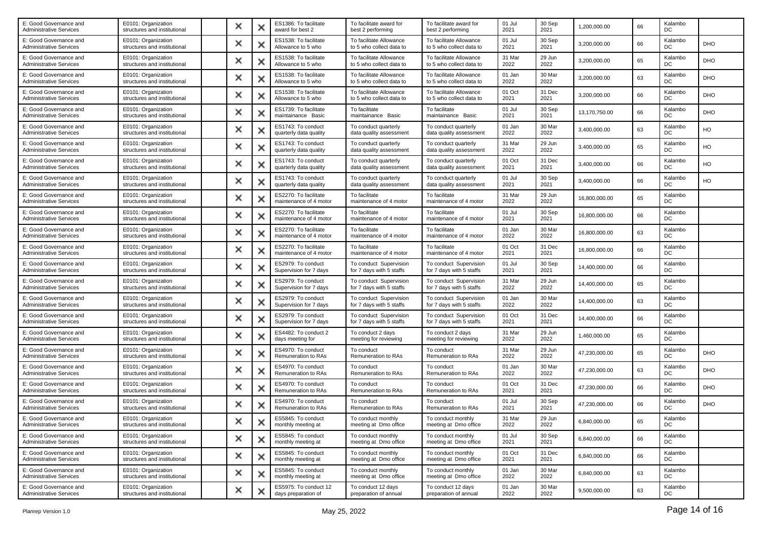| | | | | | | | | | | | | | |
|---|---|---|---|---|---|---|---|---|---|---|---|---|---|
| E: Good Governance and Administrative Services | E0101: Organization structures and institutional | | ✕ | ✕ | ES1386: To facilitate award for best 2 | To facilitate award for best 2 performing | To facilitate award for best 2 performing | 01 Jul 2021 | 30 Sep 2021 | 1,200,000.00 | 66 | Kalambo DC | |
| E: Good Governance and Administrative Services | E0101: Organization structures and institutional | | ✕ | ✕ | ES1538: To facilitate Allowance to 5 who | To facilitate Allowance to 5 who collect data to | To facilitate Allowance to 5 who collect data to | 01 Jul 2021 | 30 Sep 2021 | 3,200,000.00 | 66 | Kalambo DC | DHO |
| E: Good Governance and Administrative Services | E0101: Organization structures and institutional | | ✕ | ✕ | ES1538: To facilitate Allowance to 5 who | To facilitate Allowance to 5 who collect data to | To facilitate Allowance to 5 who collect data to | 31 Mar 2022 | 29 Jun 2022 | 3,200,000.00 | 65 | Kalambo DC | DHO |
| E: Good Governance and Administrative Services | E0101: Organization structures and institutional | | ✕ | ✕ | ES1538: To facilitate Allowance to 5 who | To facilitate Allowance to 5 who collect data to | To facilitate Allowance to 5 who collect data to | 01 Jan 2022 | 30 Mar 2022 | 3,200,000.00 | 63 | Kalambo DC | DHO |
| E: Good Governance and Administrative Services | E0101: Organization structures and institutional | | ✕ | ✕ | ES1538: To facilitate Allowance to 5 who | To facilitate Allowance to 5 who collect data to | To facilitate Allowance to 5 who collect data to | 01 Oct 2021 | 31 Dec 2021 | 3,200,000.00 | 66 | Kalambo DC | DHO |
| E: Good Governance and Administrative Services | E0101: Organization structures and institutional | | ✕ | ✕ | ES1739: To facilitate maintainance Basic | To facilitate maintainance Basic | To facilitate maintainance Basic | 01 Jul 2021 | 30 Sep 2021 | 13,170,750.00 | 66 | Kalambo DC | DHO |
| E: Good Governance and Administrative Services | E0101: Organization structures and institutional | | ✕ | ✕ | ES1743: To conduct quarterly data quality | To conduct quarterly data quality assessment | To conduct quarterly data quality assessment | 01 Jan 2022 | 30 Mar 2022 | 3,400,000.00 | 63 | Kalambo DC | HO |
| E: Good Governance and Administrative Services | E0101: Organization structures and institutional | | ✕ | ✕ | ES1743: To conduct quarterly data quality | To conduct quarterly data quality assessment | To conduct quarterly data quality assessment | 31 Mar 2022 | 29 Jun 2022 | 3,400,000.00 | 65 | Kalambo DC | HO |
| E: Good Governance and Administrative Services | E0101: Organization structures and institutional | | ✕ | ✕ | ES1743: To conduct quarterly data quality | To conduct quarterly data quality assessment | To conduct quarterly data quality assessment | 01 Oct 2021 | 31 Dec 2021 | 3,400,000.00 | 66 | Kalambo DC | HO |
| E: Good Governance and Administrative Services | E0101: Organization structures and institutional | | ✕ | ✕ | ES1743: To conduct quarterly data quality | To conduct quarterly data quality assessment | To conduct quarterly data quality assessment | 01 Jul 2021 | 30 Sep 2021 | 3,400,000.00 | 66 | Kalambo DC | HO |
| E: Good Governance and Administrative Services | E0101: Organization structures and institutional | | ✕ | ✕ | ES2270: To facilitate maintenance of 4 motor | To facilitate maintenance of 4 motor | To facilitate maintenance of 4 motor | 31 Mar 2022 | 29 Jun 2022 | 16,800,000.00 | 65 | Kalambo DC | |
| E: Good Governance and Administrative Services | E0101: Organization structures and institutional | | ✕ | ✕ | ES2270: To facilitate maintenance of 4 motor | To facilitate maintenance of 4 motor | To facilitate maintenance of 4 motor | 01 Jul 2021 | 30 Sep 2021 | 16,800,000.00 | 66 | Kalambo DC | |
| E: Good Governance and Administrative Services | E0101: Organization structures and institutional | | ✕ | ✕ | ES2270: To facilitate maintenance of 4 motor | To facilitate maintenance of 4 motor | To facilitate maintenance of 4 motor | 01 Jan 2022 | 30 Mar 2022 | 16,800,000.00 | 63 | Kalambo DC | |
| E: Good Governance and Administrative Services | E0101: Organization structures and institutional | | ✕ | ✕ | ES2270: To facilitate maintenance of 4 motor | To facilitate maintenance of 4 motor | To facilitate maintenance of 4 motor | 01 Oct 2021 | 31 Dec 2021 | 16,800,000.00 | 66 | Kalambo DC | |
| E: Good Governance and Administrative Services | E0101: Organization structures and institutional | | ✕ | ✕ | ES2979: To conduct Supervision for 7 days | To conduct Supervision for 7 days with 5 staffs | To conduct Supervision for 7 days with 5 staffs | 01 Jul 2021 | 30 Sep 2021 | 14,400,000.00 | 66 | Kalambo DC | |
| E: Good Governance and Administrative Services | E0101: Organization structures and institutional | | ✕ | ✕ | ES2979: To conduct Supervision for 7 days | To conduct Supervision for 7 days with 5 staffs | To conduct Supervision for 7 days with 5 staffs | 31 Mar 2022 | 29 Jun 2022 | 14,400,000.00 | 65 | Kalambo DC | |
| E: Good Governance and Administrative Services | E0101: Organization structures and institutional | | ✕ | ✕ | ES2979: To conduct Supervision for 7 days | To conduct Supervision for 7 days with 5 staffs | To conduct Supervision for 7 days with 5 staffs | 01 Jan 2022 | 30 Mar 2022 | 14,400,000.00 | 63 | Kalambo DC | |
| E: Good Governance and Administrative Services | E0101: Organization structures and institutional | | ✕ | ✕ | ES2979: To conduct Supervision for 7 days | To conduct Supervision for 7 days with 5 staffs | To conduct Supervision for 7 days with 5 staffs | 01 Oct 2021 | 31 Dec 2021 | 14,400,000.00 | 66 | Kalambo DC | |
| E: Good Governance and Administrative Services | E0101: Organization structures and institutional | | ✕ | ✕ | ES4482: To conduct 2 days meeting for | To conduct 2 days meeting for reviewing | To conduct 2 days meeting for reviewing | 31 Mar 2022 | 29 Jun 2022 | 1,460,000.00 | 65 | Kalambo DC | |
| E: Good Governance and Administrative Services | E0101: Organization structures and institutional | | ✕ | ✕ | ES4970: To conduct Remuneration to RAs | To conduct Remuneration to RAs | To conduct Remuneration to RAs | 31 Mar 2022 | 29 Jun 2022 | 47,230,000.00 | 65 | Kalambo DC | DHO |
| E: Good Governance and Administrative Services | E0101: Organization structures and institutional | | ✕ | ✕ | ES4970: To conduct Remuneration to RAs | To conduct Remuneration to RAs | To conduct Remuneration to RAs | 01 Jan 2022 | 30 Mar 2022 | 47,230,000.00 | 63 | Kalambo DC | DHO |
| E: Good Governance and Administrative Services | E0101: Organization structures and institutional | | ✕ | ✕ | ES4970: To conduct Remuneration to RAs | To conduct Remuneration to RAs | To conduct Remuneration to RAs | 01 Oct 2021 | 31 Dec 2021 | 47,230,000.00 | 66 | Kalambo DC | DHO |
| E: Good Governance and Administrative Services | E0101: Organization structures and institutional | | ✕ | ✕ | ES4970: To conduct Remuneration to RAs | To conduct Remuneration to RAs | To conduct Remuneration to RAs | 01 Jul 2021 | 30 Sep 2021 | 47,230,000.00 | 66 | Kalambo DC | DHO |
| E: Good Governance and Administrative Services | E0101: Organization structures and institutional | | ✕ | ✕ | ES5845: To conduct monthly meeting at | To conduct monthly meeting at Dmo office | To conduct monthly meeting at Dmo office | 31 Mar 2022 | 29 Jun 2022 | 6,840,000.00 | 65 | Kalambo DC | |
| E: Good Governance and Administrative Services | E0101: Organization structures and institutional | | ✕ | ✕ | ES5845: To conduct monthly meeting at | To conduct monthly meeting at Dmo office | To conduct monthly meeting at Dmo office | 01 Jul 2021 | 30 Sep 2021 | 6,840,000.00 | 66 | Kalambo DC | |
| E: Good Governance and Administrative Services | E0101: Organization structures and institutional | | ✕ | ✕ | ES5845: To conduct monthly meeting at | To conduct monthly meeting at Dmo office | To conduct monthly meeting at Dmo office | 01 Oct 2021 | 31 Dec 2021 | 6,840,000.00 | 66 | Kalambo DC | |
| E: Good Governance and Administrative Services | E0101: Organization structures and institutional | | ✕ | ✕ | ES5845: To conduct monthly meeting at | To conduct monthly meeting at Dmo office | To conduct monthly meeting at Dmo office | 01 Jan 2022 | 30 Mar 2022 | 6,840,000.00 | 63 | Kalambo DC | |
| E: Good Governance and Administrative Services | E0101: Organization structures and institutional | | ✕ | ✕ | ES5975: To conduct 12 days preparation of | To conduct 12 days preparation of annual | To conduct 12 days preparation of annual | 01 Jan 2022 | 30 Mar 2022 | 9,500,000.00 | 63 | Kalambo DC | |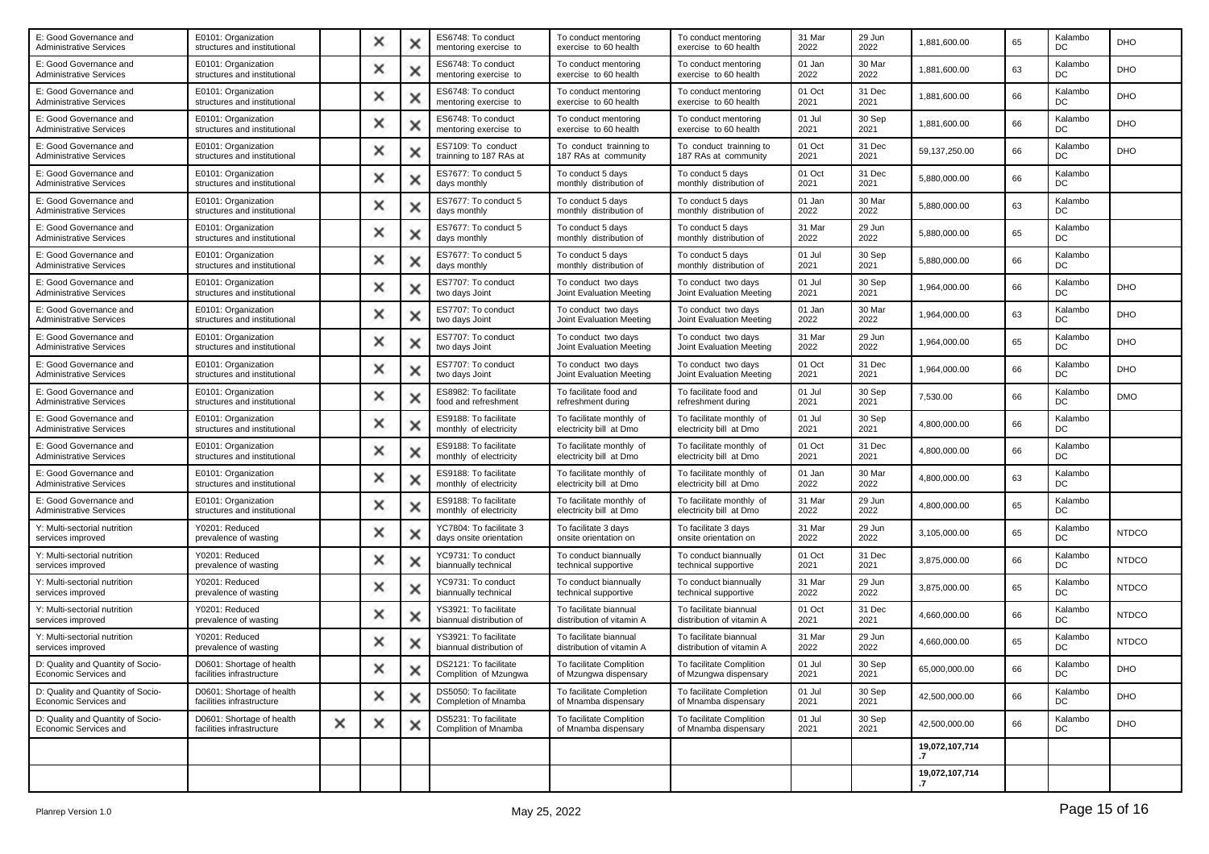| E: Good Governance and Administrative Services | E0101: Organization structures and institutional | | × | × | ES6748: To conduct mentoring exercise to | To conduct mentoring exercise to 60 health | To conduct mentoring exercise to 60 health | 31 Mar 2022 | 29 Jun 2022 | 1,881,600.00 | 65 | Kalambo DC | DHO |
|---|---|---|---|---|---|---|---|---|---|---|---|---|---|
| E: Good Governance and Administrative Services | E0101: Organization structures and institutional | | × | × | ES6748: To conduct mentoring exercise to | To conduct mentoring exercise to 60 health | To conduct mentoring exercise to 60 health | 01 Jan 2022 | 30 Mar 2022 | 1,881,600.00 | 63 | Kalambo DC | DHO |
| E: Good Governance and Administrative Services | E0101: Organization structures and institutional | | × | × | ES6748: To conduct mentoring exercise to | To conduct mentoring exercise to 60 health | To conduct mentoring exercise to 60 health | 01 Oct 2021 | 31 Dec 2021 | 1,881,600.00 | 66 | Kalambo DC | DHO |
| E: Good Governance and Administrative Services | E0101: Organization structures and institutional | | × | × | ES6748: To conduct mentoring exercise to | To conduct mentoring exercise to 60 health | To conduct mentoring exercise to 60 health | 01 Jul 2021 | 30 Sep 2021 | 1,881,600.00 | 66 | Kalambo DC | DHO |
| E: Good Governance and Administrative Services | E0101: Organization structures and institutional | | × | × | ES7109: To conduct trainning to 187 RAs at | To conduct trainning to 187 RAs at community | To conduct trainning to 187 RAs at community | 01 Oct 2021 | 31 Dec 2021 | 59,137,250.00 | 66 | Kalambo DC | DHO |
| E: Good Governance and Administrative Services | E0101: Organization structures and institutional | | × | × | ES7677: To conduct 5 days monthly | To conduct 5 days monthly distribution of | To conduct 5 days monthly distribution of | 01 Oct 2021 | 31 Dec 2021 | 5,880,000.00 | 66 | Kalambo DC | |
| E: Good Governance and Administrative Services | E0101: Organization structures and institutional | | × | × | ES7677: To conduct 5 days monthly | To conduct 5 days monthly distribution of | To conduct 5 days monthly distribution of | 01 Jan 2022 | 30 Mar 2022 | 5,880,000.00 | 63 | Kalambo DC | |
| E: Good Governance and Administrative Services | E0101: Organization structures and institutional | | × | × | ES7677: To conduct 5 days monthly | To conduct 5 days monthly distribution of | To conduct 5 days monthly distribution of | 31 Mar 2022 | 29 Jun 2022 | 5,880,000.00 | 65 | Kalambo DC | |
| E: Good Governance and Administrative Services | E0101: Organization structures and institutional | | × | × | ES7677: To conduct 5 days monthly | To conduct 5 days monthly distribution of | To conduct 5 days monthly distribution of | 01 Jul 2021 | 30 Sep 2021 | 5,880,000.00 | 66 | Kalambo DC | |
| E: Good Governance and Administrative Services | E0101: Organization structures and institutional | | × | × | ES7707: To conduct two days Joint | To conduct two days Joint Evaluation Meeting | To conduct two days Joint Evaluation Meeting | 01 Jul 2021 | 30 Sep 2021 | 1,964,000.00 | 66 | Kalambo DC | DHO |
| E: Good Governance and Administrative Services | E0101: Organization structures and institutional | | × | × | ES7707: To conduct two days Joint | To conduct two days Joint Evaluation Meeting | To conduct two days Joint Evaluation Meeting | 01 Jan 2022 | 30 Mar 2022 | 1,964,000.00 | 63 | Kalambo DC | DHO |
| E: Good Governance and Administrative Services | E0101: Organization structures and institutional | | × | × | ES7707: To conduct two days Joint | To conduct two days Joint Evaluation Meeting | To conduct two days Joint Evaluation Meeting | 31 Mar 2022 | 29 Jun 2022 | 1,964,000.00 | 65 | Kalambo DC | DHO |
| E: Good Governance and Administrative Services | E0101: Organization structures and institutional | | × | × | ES7707: To conduct two days Joint | To conduct two days Joint Evaluation Meeting | To conduct two days Joint Evaluation Meeting | 01 Oct 2021 | 31 Dec 2021 | 1,964,000.00 | 66 | Kalambo DC | DHO |
| E: Good Governance and Administrative Services | E0101: Organization structures and institutional | | × | × | ES8982: To facilitate food and refreshment | To facilitate food and refreshment during | To facilitate food and refreshment during | 01 Jul 2021 | 30 Sep 2021 | 7,530.00 | 66 | Kalambo DC | DMO |
| E: Good Governance and Administrative Services | E0101: Organization structures and institutional | | × | × | ES9188: To facilitate monthly of electricity | To facilitate monthly of electricity bill at Dmo | To facilitate monthly of electricity bill at Dmo | 01 Jul 2021 | 30 Sep 2021 | 4,800,000.00 | 66 | Kalambo DC | |
| E: Good Governance and Administrative Services | E0101: Organization structures and institutional | | × | × | ES9188: To facilitate monthly of electricity | To facilitate monthly of electricity bill at Dmo | To facilitate monthly of electricity bill at Dmo | 01 Oct 2021 | 31 Dec 2021 | 4,800,000.00 | 66 | Kalambo DC | |
| E: Good Governance and Administrative Services | E0101: Organization structures and institutional | | × | × | ES9188: To facilitate monthly of electricity | To facilitate monthly of electricity bill at Dmo | To facilitate monthly of electricity bill at Dmo | 01 Jan 2022 | 30 Mar 2022 | 4,800,000.00 | 63 | Kalambo DC | |
| E: Good Governance and Administrative Services | E0101: Organization structures and institutional | | × | × | ES9188: To facilitate monthly of electricity | To facilitate monthly of electricity bill at Dmo | To facilitate monthly of electricity bill at Dmo | 31 Mar 2022 | 29 Jun 2022 | 4,800,000.00 | 65 | Kalambo DC | |
| Y: Multi-sectorial nutrition services improved | Y0201: Reduced prevalence of wasting | | × | × | YC7804: To facilitate 3 days onsite orientation | To facilitate 3 days onsite orientation on | To facilitate 3 days onsite orientation on | 31 Mar 2022 | 29 Jun 2022 | 3,105,000.00 | 65 | Kalambo DC | NTDCO |
| Y: Multi-sectorial nutrition services improved | Y0201: Reduced prevalence of wasting | | × | × | YC9731: To conduct biannually technical | To conduct biannually technical supportive | To conduct biannually technical supportive | 01 Oct 2021 | 31 Dec 2021 | 3,875,000.00 | 66 | Kalambo DC | NTDCO |
| Y: Multi-sectorial nutrition services improved | Y0201: Reduced prevalence of wasting | | × | × | YC9731: To conduct biannually technical | To conduct biannually technical supportive | To conduct biannually technical supportive | 31 Mar 2022 | 29 Jun 2022 | 3,875,000.00 | 65 | Kalambo DC | NTDCO |
| Y: Multi-sectorial nutrition services improved | Y0201: Reduced prevalence of wasting | | × | × | YS3921: To facilitate biannual distribution of | To facilitate biannual distribution of vitamin A | To facilitate biannual distribution of vitamin A | 01 Oct 2021 | 31 Dec 2021 | 4,660,000.00 | 66 | Kalambo DC | NTDCO |
| Y: Multi-sectorial nutrition services improved | Y0201: Reduced prevalence of wasting | | × | × | YS3921: To facilitate biannual distribution of | To facilitate biannual distribution of vitamin A | To facilitate biannual distribution of vitamin A | 31 Mar 2022 | 29 Jun 2022 | 4,660,000.00 | 65 | Kalambo DC | NTDCO |
| D: Quality and Quantity of Socio-Economic Services and | D0601: Shortage of health facilities infrastructure | | × | × | DS2121: To facilitate Complition of Mzungwa | To facilitate Complition of Mzungwa dispensary | To facilitate Complition of Mzungwa dispensary | 01 Jul 2021 | 30 Sep 2021 | 65,000,000.00 | 66 | Kalambo DC | DHO |
| D: Quality and Quantity of Socio-Economic Services and | D0601: Shortage of health facilities infrastructure | | × | × | DS5050: To facilitate Completion of Mnamba | To facilitate Completion of Mnamba dispensary | To facilitate Completion of Mnamba dispensary | 01 Jul 2021 | 30 Sep 2021 | 42,500,000.00 | 66 | Kalambo DC | DHO |
| D: Quality and Quantity of Socio-Economic Services and | D0601: Shortage of health facilities infrastructure | × | × | × | DS5231: To facilitate Complition of Mnamba | To facilitate Complition of Mnamba dispensary | To facilitate Complition of Mnamba dispensary | 01 Jul 2021 | 30 Sep 2021 | 42,500,000.00 | 66 | Kalambo DC | DHO |
| | | | | | | | | | | **19,072,107,714.7** | | | |
| | | | | | | | | | | **19,072,107,714.7** | | | |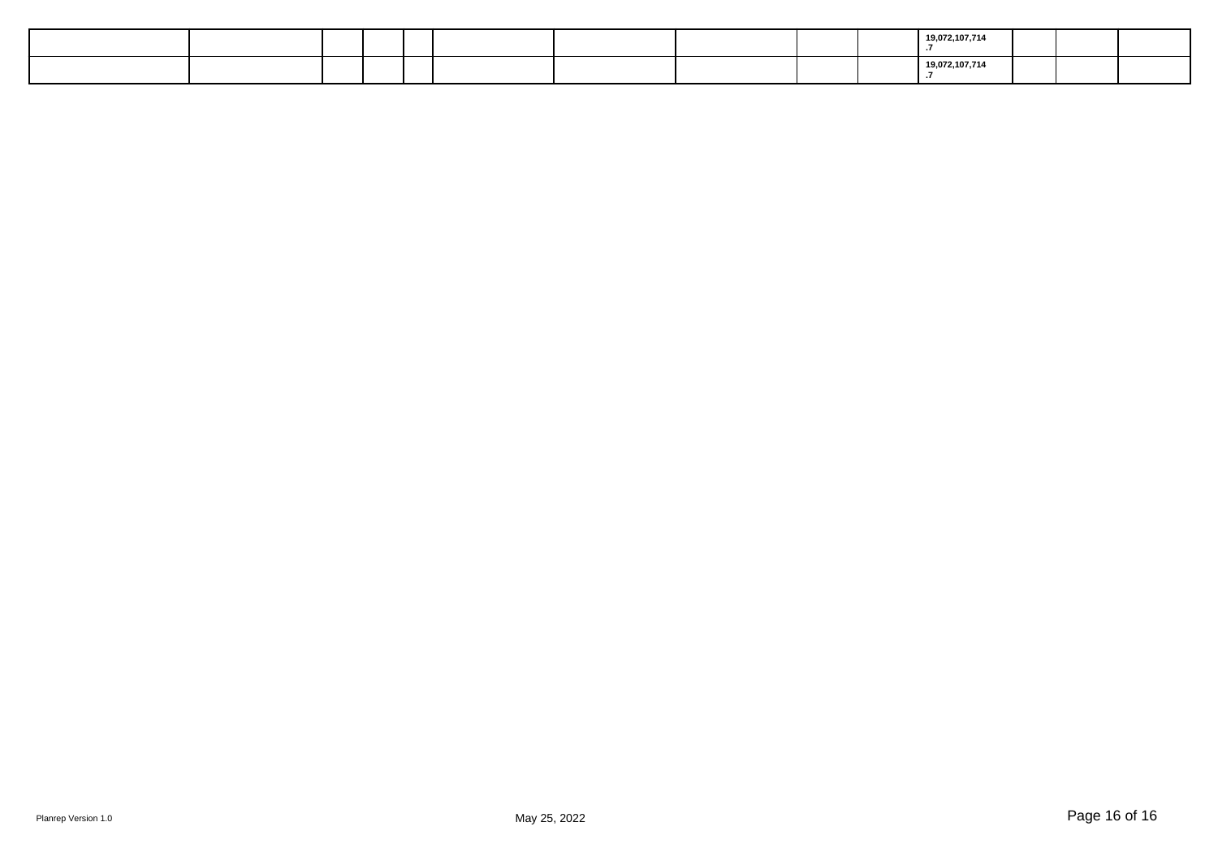| | | | | | | | | | | | | | |
|---|---|---|---|---|---|---|---|---|---|---|---|---|---|
| | | | | | | | | | | **19,072,107,714.7** | | | |
| | | | | | | | | | | **19,072,107,714.7** | | | |